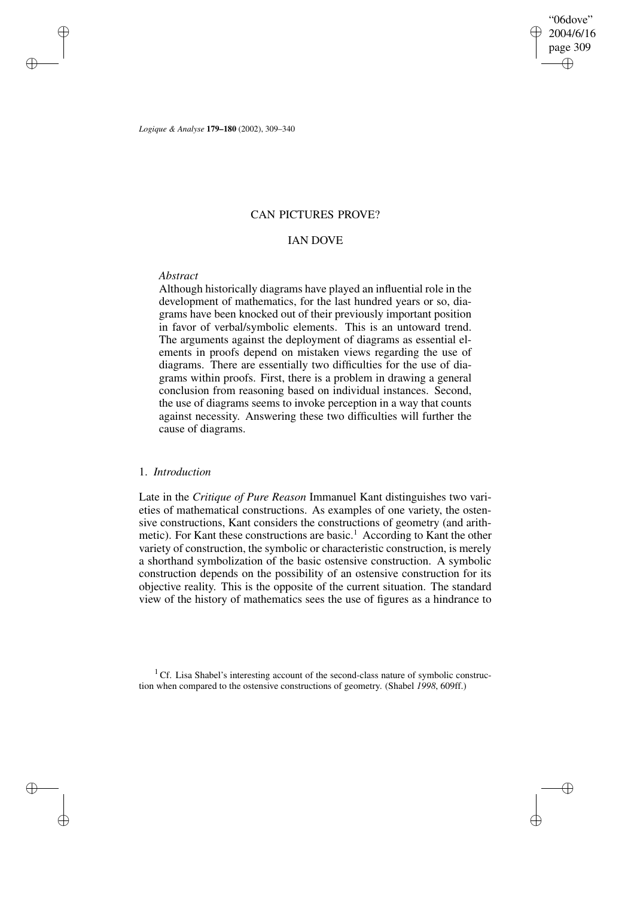# CAN PICTURES PROVE?

## IAN DOVE

*Abstract*

Although historically diagrams have played an influential role in the development of mathematics, for the last hundred years or so, diagrams have been knocked out of their previously important position in favor of verbal/symbolic elements. This is an untoward trend. The arguments against the deployment of diagrams as essential elements in proofs depend on mistaken views regarding the use of diagrams. There are essentially two difficulties for the use of diagrams within proofs. First, there is a problem in drawing a general conclusion from reasoning based on individual instances. Second, the use of diagrams seems to invoke perception in a way that counts against necessity. Answering these two difficulties will further the cause of diagrams.

### 1. *Introduction*

Late in the *Critique of Pure Reason* Immanuel Kant distinguishes two varieties of mathematical constructions. As examples of one variety, the ostensive constructions, Kant considers the constructions of geometry (and arithmetic). For Kant these constructions are basic.[1] According to Kant the other variety of construction, the symbolic or characteristic construction, is merely a shorthand symbolization of the basic ostensive construction. A symbolic construction depends on the possibility of an ostensive construction for its objective reality. This is the opposite of the current situation. The standard view of the history of mathematics sees the use of figures as a hindrance to

[1] Cf. Lisa Shabel's interesting account of the second-class nature of symbolic construction when compared to the ostensive constructions of geometry. (Shabel *1998*, 609ff.)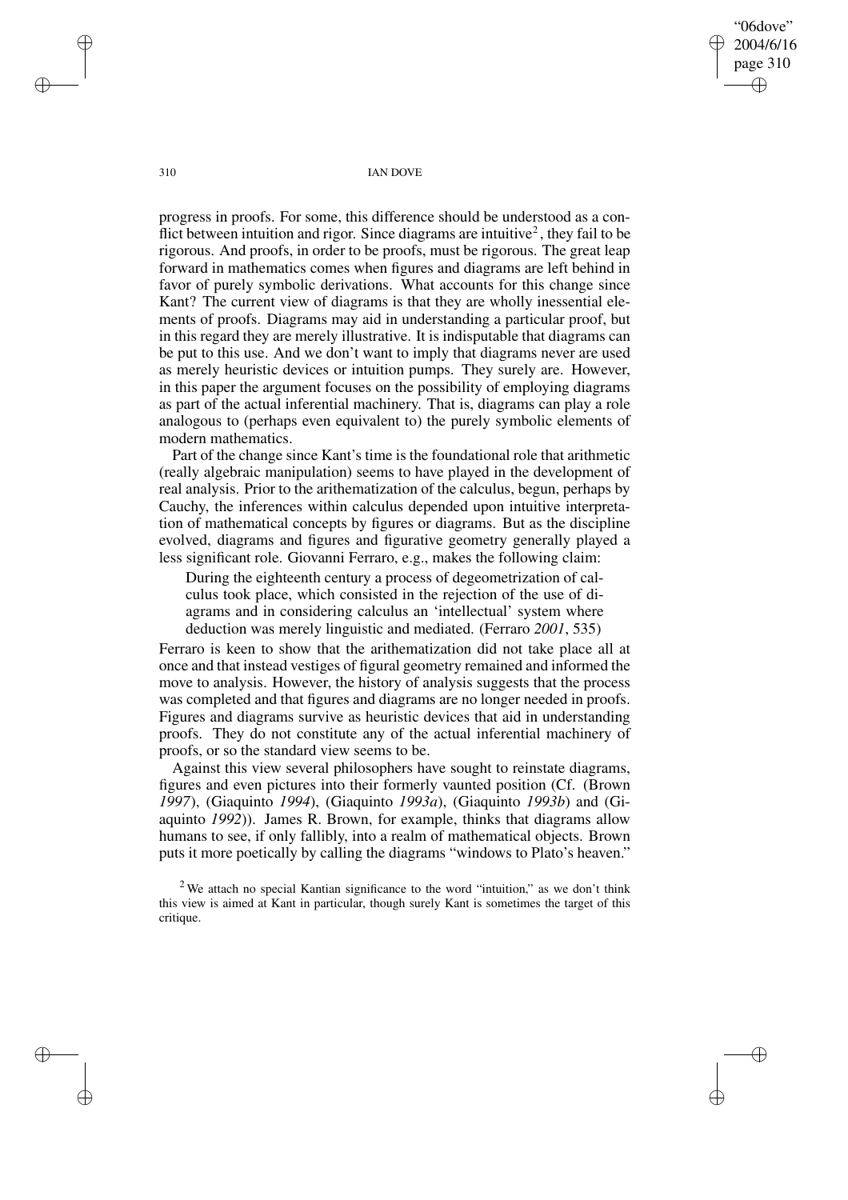progress in proofs. For some, this difference should be understood as a conflict between intuition and rigor. Since diagrams are intuitive[2], they fail to be rigorous. And proofs, in order to be proofs, must be rigorous. The great leap forward in mathematics comes when figures and diagrams are left behind in favor of purely symbolic derivations. What accounts for this change since Kant? The current view of diagrams is that they are wholly inessential elements of proofs. Diagrams may aid in understanding a particular proof, but in this regard they are merely illustrative. It is indisputable that diagrams can be put to this use. And we don't want to imply that diagrams never are used as merely heuristic devices or intuition pumps. They surely are. However, in this paper the argument focuses on the possibility of employing diagrams as part of the actual inferential machinery. That is, diagrams can play a role analogous to (perhaps even equivalent to) the purely symbolic elements of modern mathematics.

Part of the change since Kant's time is the foundational role that arithmetic (really algebraic manipulation) seems to have played in the development of real analysis. Prior to the arithematization of the calculus, begun, perhaps by Cauchy, the inferences within calculus depended upon intuitive interpretation of mathematical concepts by figures or diagrams. But as the discipline evolved, diagrams and figures and figurative geometry generally played a less significant role. Giovanni Ferraro, e.g., makes the following claim:

> During the eighteenth century a process of degeometrization of calculus took place, which consisted in the rejection of the use of diagrams and in considering calculus an 'intellectual' system where deduction was merely linguistic and mediated. (Ferraro *2001*, 535)

Ferraro is keen to show that the arithematization did not take place all at once and that instead vestiges of figural geometry remained and informed the move to analysis. However, the history of analysis suggests that the process was completed and that figures and diagrams are no longer needed in proofs. Figures and diagrams survive as heuristic devices that aid in understanding proofs. They do not constitute any of the actual inferential machinery of proofs, or so the standard view seems to be.

Against this view several philosophers have sought to reinstate diagrams, figures and even pictures into their formerly vaunted position (Cf. (Brown *1997*), (Giaquinto *1994*), (Giaquinto *1993a*), (Giaquinto *1993b*) and (Giaquinto *1992*)). James R. Brown, for example, thinks that diagrams allow humans to see, if only fallibly, into a realm of mathematical objects. Brown puts it more poetically by calling the diagrams "windows to Plato's heaven."

[2] We attach no special Kantian significance to the word "intuition," as we don't think this view is aimed at Kant in particular, though surely Kant is sometimes the target of this critique.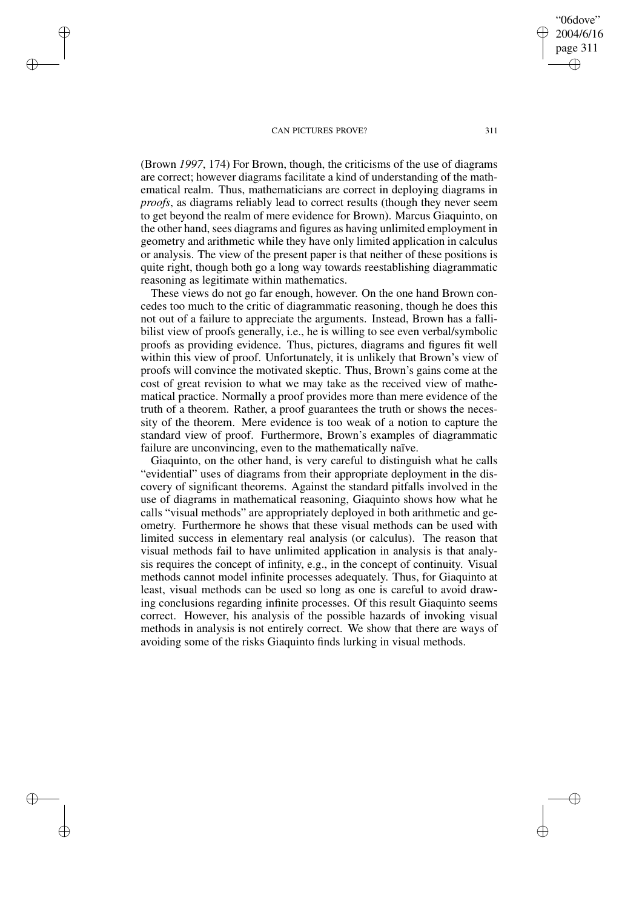(Brown *1997*, 174) For Brown, though, the criticisms of the use of diagrams are correct; however diagrams facilitate a kind of understanding of the mathematical realm. Thus, mathematicians are correct in deploying diagrams in *proofs*, as diagrams reliably lead to correct results (though they never seem to get beyond the realm of mere evidence for Brown). Marcus Giaquinto, on the other hand, sees diagrams and figures as having unlimited employment in geometry and arithmetic while they have only limited application in calculus or analysis. The view of the present paper is that neither of these positions is quite right, though both go a long way towards reestablishing diagrammatic reasoning as legitimate within mathematics.

These views do not go far enough, however. On the one hand Brown concedes too much to the critic of diagrammatic reasoning, though he does this not out of a failure to appreciate the arguments. Instead, Brown has a fallibilist view of proofs generally, i.e., he is willing to see even verbal/symbolic proofs as providing evidence. Thus, pictures, diagrams and figures fit well within this view of proof. Unfortunately, it is unlikely that Brown's view of proofs will convince the motivated skeptic. Thus, Brown's gains come at the cost of great revision to what we may take as the received view of mathematical practice. Normally a proof provides more than mere evidence of the truth of a theorem. Rather, a proof guarantees the truth or shows the necessity of the theorem. Mere evidence is too weak of a notion to capture the standard view of proof. Furthermore, Brown's examples of diagrammatic failure are unconvincing, even to the mathematically naïve.

Giaquinto, on the other hand, is very careful to distinguish what he calls "evidential" uses of diagrams from their appropriate deployment in the discovery of significant theorems. Against the standard pitfalls involved in the use of diagrams in mathematical reasoning, Giaquinto shows how what he calls "visual methods" are appropriately deployed in both arithmetic and geometry. Furthermore he shows that these visual methods can be used with limited success in elementary real analysis (or calculus). The reason that visual methods fail to have unlimited application in analysis is that analysis requires the concept of infinity, e.g., in the concept of continuity. Visual methods cannot model infinite processes adequately. Thus, for Giaquinto at least, visual methods can be used so long as one is careful to avoid drawing conclusions regarding infinite processes. Of this result Giaquinto seems correct. However, his analysis of the possible hazards of invoking visual methods in analysis is not entirely correct. We show that there are ways of avoiding some of the risks Giaquinto finds lurking in visual methods.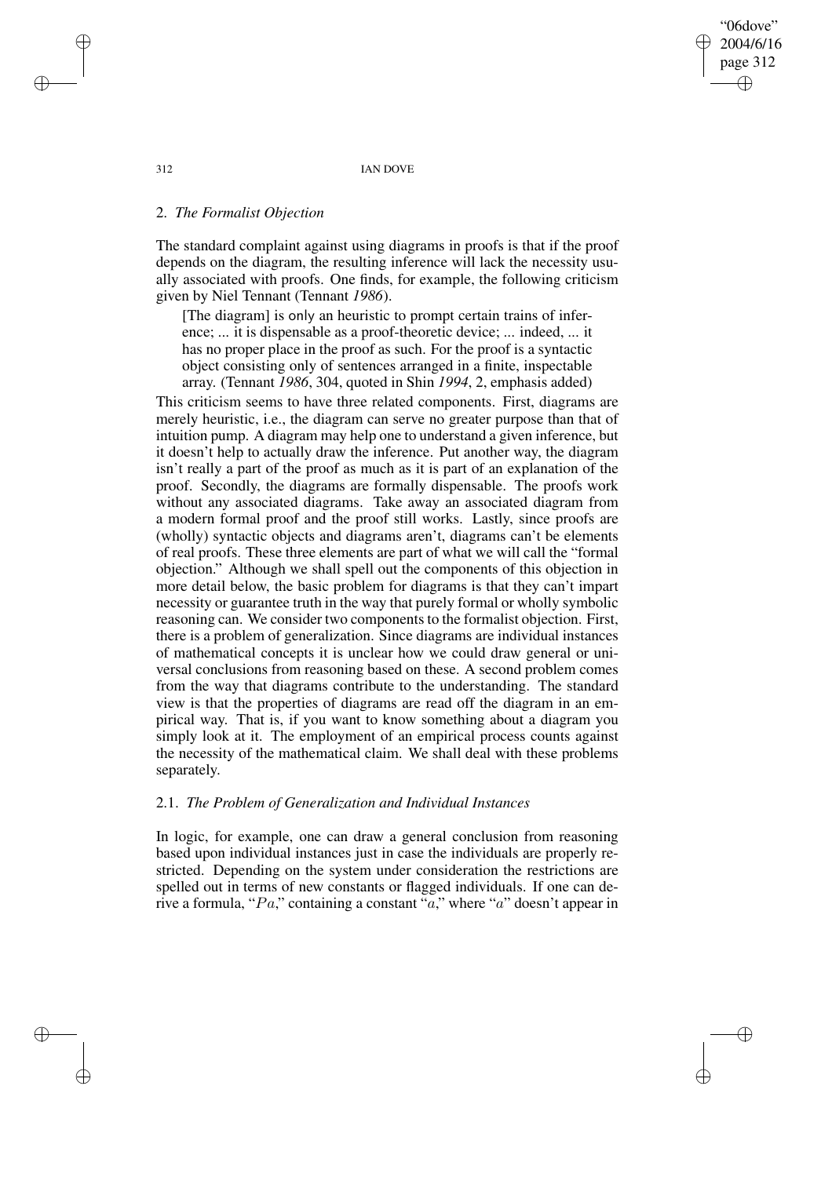## 2. *The Formalist Objection*

The standard complaint against using diagrams in proofs is that if the proof depends on the diagram, the resulting inference will lack the necessity usually associated with proofs. One finds, for example, the following criticism given by Niel Tennant (Tennant *1986*).

> [The diagram] is only an heuristic to prompt certain trains of inference; ... it is dispensable as a proof-theoretic device; ... indeed, ... it has no proper place in the proof as such. For the proof is a syntactic object consisting only of sentences arranged in a finite, inspectable array. (Tennant *1986*, 304, quoted in Shin *1994*, 2, emphasis added)

This criticism seems to have three related components. First, diagrams are merely heuristic, i.e., the diagram can serve no greater purpose than that of intuition pump. A diagram may help one to understand a given inference, but it doesn't help to actually draw the inference. Put another way, the diagram isn't really a part of the proof as much as it is part of an explanation of the proof. Secondly, the diagrams are formally dispensable. The proofs work without any associated diagrams. Take away an associated diagram from a modern formal proof and the proof still works. Lastly, since proofs are (wholly) syntactic objects and diagrams aren't, diagrams can't be elements of real proofs. These three elements are part of what we will call the "formal objection." Although we shall spell out the components of this objection in more detail below, the basic problem for diagrams is that they can't impart necessity or guarantee truth in the way that purely formal or wholly symbolic reasoning can. We consider two components to the formalist objection. First, there is a problem of generalization. Since diagrams are individual instances of mathematical concepts it is unclear how we could draw general or universal conclusions from reasoning based on these. A second problem comes from the way that diagrams contribute to the understanding. The standard view is that the properties of diagrams are read off the diagram in an empirical way. That is, if you want to know something about a diagram you simply look at it. The employment of an empirical process counts against the necessity of the mathematical claim. We shall deal with these problems separately.

### 2.1. *The Problem of Generalization and Individual Instances*

In logic, for example, one can draw a general conclusion from reasoning based upon individual instances just in case the individuals are properly restricted. Depending on the system under consideration the restrictions are spelled out in terms of new constants or flagged individuals. If one can derive a formula, "$Pa$," containing a constant "$a$," where "$a$" doesn't appear in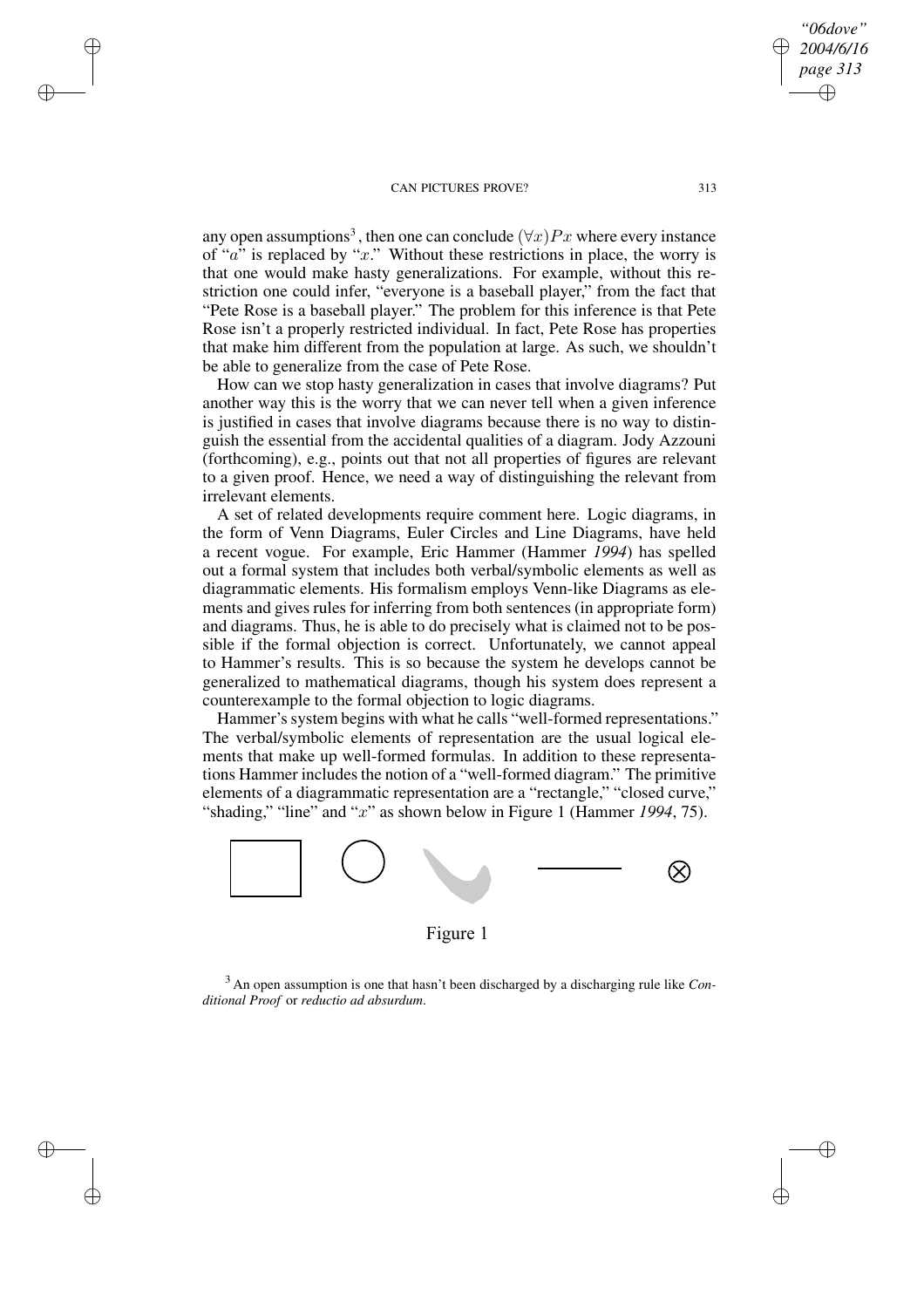any open assumptions[3], then one can conclude $(\forall x)Px$ where every instance of "$a$" is replaced by "$x$." Without these restrictions in place, the worry is that one would make hasty generalizations. For example, without this restriction one could infer, "everyone is a baseball player," from the fact that "Pete Rose is a baseball player." The problem for this inference is that Pete Rose isn't a properly restricted individual. In fact, Pete Rose has properties that make him different from the population at large. As such, we shouldn't be able to generalize from the case of Pete Rose.

How can we stop hasty generalization in cases that involve diagrams? Put another way this is the worry that we can never tell when a given inference is justified in cases that involve diagrams because there is no way to distinguish the essential from the accidental qualities of a diagram. Jody Azzouni (forthcoming), e.g., points out that not all properties of figures are relevant to a given proof. Hence, we need a way of distinguishing the relevant from irrelevant elements.

A set of related developments require comment here. Logic diagrams, in the form of Venn Diagrams, Euler Circles and Line Diagrams, have held a recent vogue. For example, Eric Hammer (Hammer *1994*) has spelled out a formal system that includes both verbal/symbolic elements as well as diagrammatic elements. His formalism employs Venn-like Diagrams as elements and gives rules for inferring from both sentences (in appropriate form) and diagrams. Thus, he is able to do precisely what is claimed not to be possible if the formal objection is correct. Unfortunately, we cannot appeal to Hammer's results. This is so because the system he develops cannot be generalized to mathematical diagrams, though his system does represent a counterexample to the formal objection to logic diagrams.

Hammer's system begins with what he calls "well-formed representations." The verbal/symbolic elements of representation are the usual logical elements that make up well-formed formulas. In addition to these representations Hammer includes the notion of a "well-formed diagram." The primitive elements of a diagrammatic representation are a "rectangle," "closed curve," "shading," "line" and "$x$" as shown below in Figure 1 (Hammer *1994*, 75).

Figure 1

[3] An open assumption is one that hasn't been discharged by a discharging rule like *Conditional Proof* or *reductio ad absurdum*.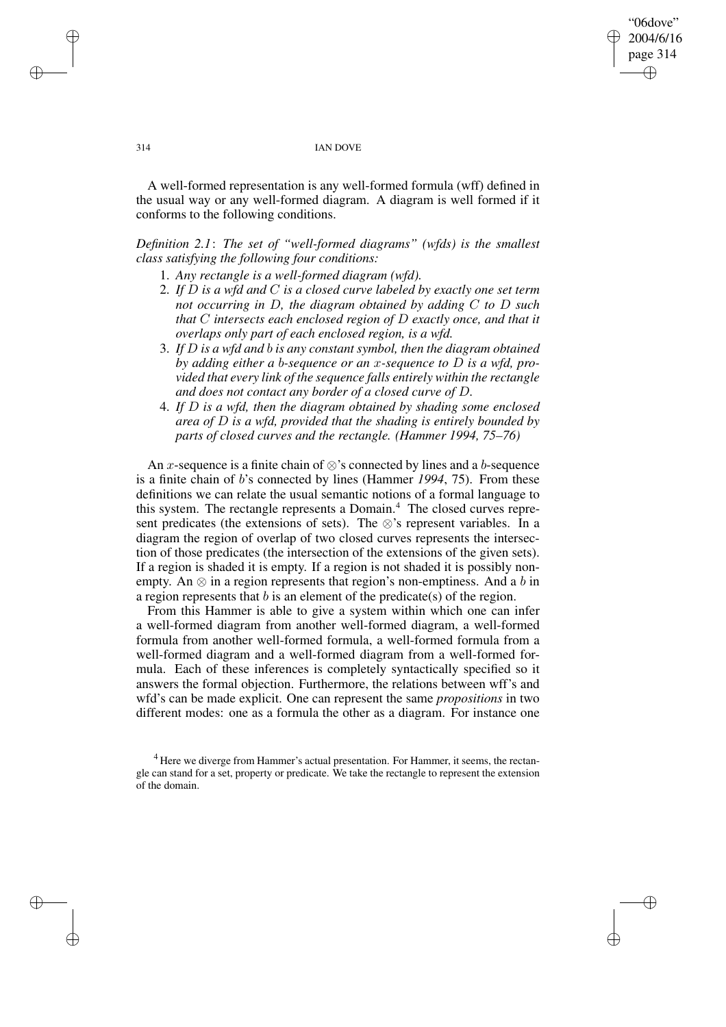A well-formed representation is any well-formed formula (wff) defined in the usual way or any well-formed diagram. A diagram is well formed if it conforms to the following conditions.

*Definition 2.1*: *The set of "well-formed diagrams" (wfds) is the smallest class satisfying the following four conditions:*

1. *Any rectangle is a well-formed diagram (wfd).*
2. *If $D$ is a wfd and $C$ is a closed curve labeled by exactly one set term not occurring in $D$, the diagram obtained by adding $C$ to $D$ such that $C$ intersects each enclosed region of $D$ exactly once, and that it overlaps only part of each enclosed region, is a wfd.*
3. *If $D$ is a wfd and $b$ is any constant symbol, then the diagram obtained by adding either a $b$-sequence or an $x$-sequence to $D$ is a wfd, provided that every link of the sequence falls entirely within the rectangle and does not contact any border of a closed curve of $D$.*
4. *If $D$ is a wfd, then the diagram obtained by shading some enclosed area of $D$ is a wfd, provided that the shading is entirely bounded by parts of closed curves and the rectangle. (Hammer 1994, 75–76)*

An $x$-sequence is a finite chain of $\otimes$'s connected by lines and a $b$-sequence is a finite chain of $b$'s connected by lines (Hammer *1994*, 75). From these definitions we can relate the usual semantic notions of a formal language to this system. The rectangle represents a Domain.[4] The closed curves represent predicates (the extensions of sets). The $\otimes$'s represent variables. In a diagram the region of overlap of two closed curves represents the intersection of those predicates (the intersection of the extensions of the given sets). If a region is shaded it is empty. If a region is not shaded it is possibly non-empty. An $\otimes$ in a region represents that region's non-emptiness. And a $b$ in a region represents that $b$ is an element of the predicate(s) of the region.

From this Hammer is able to give a system within which one can infer a well-formed diagram from another well-formed diagram, a well-formed formula from another well-formed formula, a well-formed formula from a well-formed diagram and a well-formed diagram from a well-formed formula. Each of these inferences is completely syntactically specified so it answers the formal objection. Furthermore, the relations between wff's and wfd's can be made explicit. One can represent the same *propositions* in two different modes: one as a formula the other as a diagram. For instance one

[4] Here we diverge from Hammer's actual presentation. For Hammer, it seems, the rectangle can stand for a set, property or predicate. We take the rectangle to represent the extension of the domain.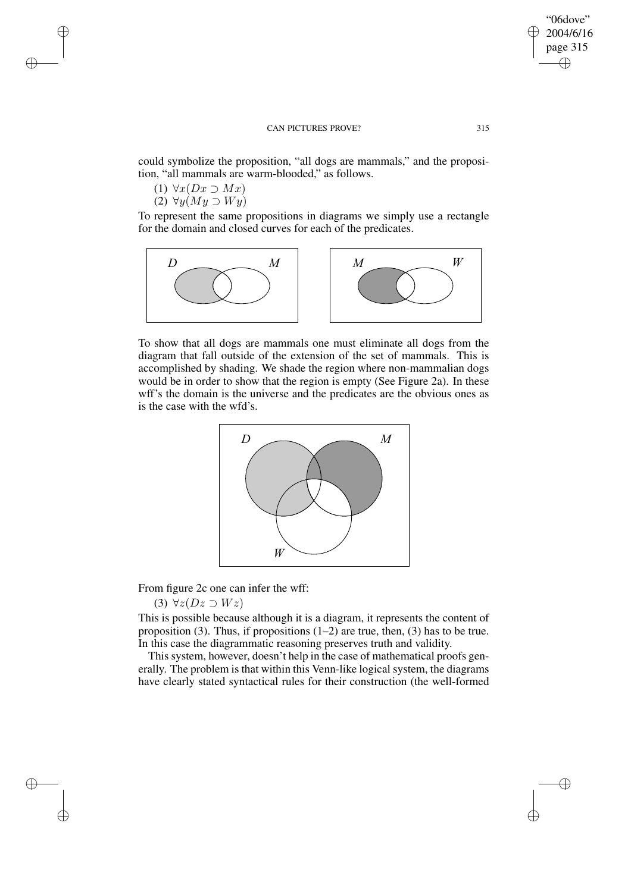could symbolize the proposition, "all dogs are mammals," and the proposition, "all mammals are warm-blooded," as follows.

(1) $\forall x(Dx \supset Mx)$

(2) $\forall y(My \supset Wy)$

To represent the same propositions in diagrams we simply use a rectangle for the domain and closed curves for each of the predicates.

To show that all dogs are mammals one must eliminate all dogs from the diagram that fall outside of the extension of the set of mammals. This is accomplished by shading. We shade the region where non-mammalian dogs would be in order to show that the region is empty (See Figure 2a). In these wff's the domain is the universe and the predicates are the obvious ones as is the case with the wfd's.

From figure 2c one can infer the wff:

(3) $\forall z(Dz \supset Wz)$

This is possible because although it is a diagram, it represents the content of proposition (3). Thus, if propositions (1–2) are true, then, (3) has to be true. In this case the diagrammatic reasoning preserves truth and validity.

This system, however, doesn't help in the case of mathematical proofs generally. The problem is that within this Venn-like logical system, the diagrams have clearly stated syntactical rules for their construction (the well-formed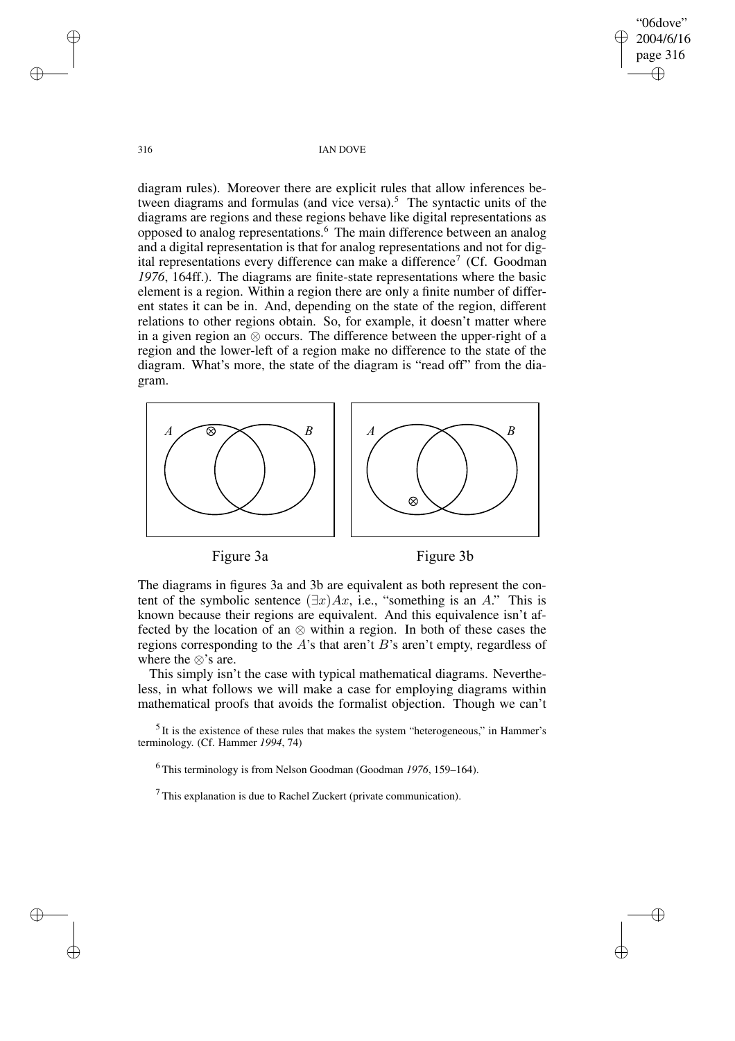diagram rules). Moreover there are explicit rules that allow inferences between diagrams and formulas (and vice versa).[5] The syntactic units of the diagrams are regions and these regions behave like digital representations as opposed to analog representations.[6] The main difference between an analog and a digital representation is that for analog representations and not for digital representations every difference can make a difference[7] (Cf. Goodman *1976*, 164ff.). The diagrams are finite-state representations where the basic element is a region. Within a region there are only a finite number of different states it can be in. And, depending on the state of the region, different relations to other regions obtain. So, for example, it doesn't matter where in a given region an $\otimes$ occurs. The difference between the upper-right of a region and the lower-left of a region make no difference to the state of the diagram. What's more, the state of the diagram is "read off" from the diagram.

Figure 3a

Figure 3b

The diagrams in figures 3a and 3b are equivalent as both represent the content of the symbolic sentence $(\exists x)Ax$, i.e., "something is an $A$." This is known because their regions are equivalent. And this equivalence isn't affected by the location of an $\otimes$ within a region. In both of these cases the regions corresponding to the $A$'s that aren't $B$'s aren't empty, regardless of where the $\otimes$'s are.

This simply isn't the case with typical mathematical diagrams. Nevertheless, in what follows we will make a case for employing diagrams within mathematical proofs that avoids the formalist objection. Though we can't

[5] It is the existence of these rules that makes the system "heterogeneous," in Hammer's terminology. (Cf. Hammer *1994*, 74)

[6] This terminology is from Nelson Goodman (Goodman *1976*, 159–164).

[7] This explanation is due to Rachel Zuckert (private communication).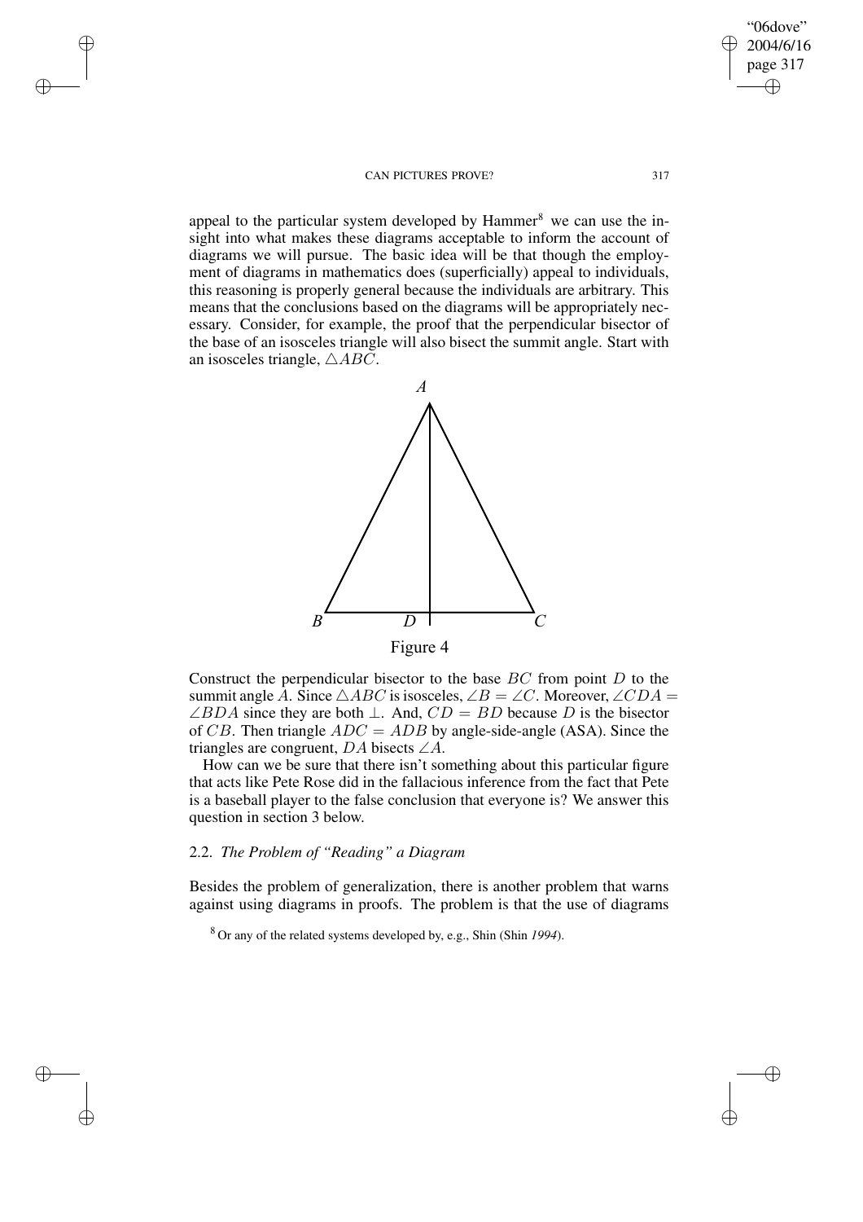appeal to the particular system developed by Hammer[8] we can use the insight into what makes these diagrams acceptable to inform the account of diagrams we will pursue. The basic idea will be that though the employment of diagrams in mathematics does (superficially) appeal to individuals, this reasoning is properly general because the individuals are arbitrary. This means that the conclusions based on the diagrams will be appropriately necessary. Consider, for example, the proof that the perpendicular bisector of the base of an isosceles triangle will also bisect the summit angle. Start with an isosceles triangle, $\triangle ABC$.

Figure 4

Construct the perpendicular bisector to the base $BC$ from point $D$ to the summit angle $A$. Since $\triangle ABC$ is isosceles, $\angle B = \angle C$. Moreover, $\angle CDA = \angle BDA$ since they are both $\perp$. And, $CD = BD$ because $D$ is the bisector of $CB$. Then triangle $ADC = ADB$ by angle-side-angle (ASA). Since the triangles are congruent, $DA$ bisects $\angle A$.

How can we be sure that there isn't something about this particular figure that acts like Pete Rose did in the fallacious inference from the fact that Pete is a baseball player to the false conclusion that everyone is? We answer this question in section 3 below.

### 2.2. *The Problem of "Reading" a Diagram*

Besides the problem of generalization, there is another problem that warns against using diagrams in proofs. The problem is that the use of diagrams

[8] Or any of the related systems developed by, e.g., Shin (Shin *1994*).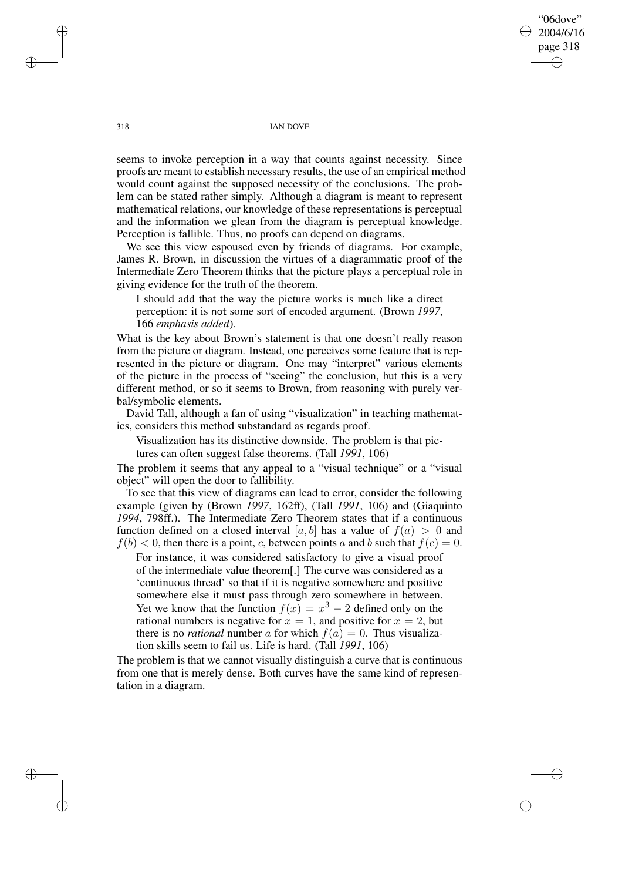seems to invoke perception in a way that counts against necessity. Since proofs are meant to establish necessary results, the use of an empirical method would count against the supposed necessity of the conclusions. The problem can be stated rather simply. Although a diagram is meant to represent mathematical relations, our knowledge of these representations is perceptual and the information we glean from the diagram is perceptual knowledge. Perception is fallible. Thus, no proofs can depend on diagrams.

We see this view espoused even by friends of diagrams. For example, James R. Brown, in discussion the virtues of a diagrammatic proof of the Intermediate Zero Theorem thinks that the picture plays a perceptual role in giving evidence for the truth of the theorem.

> I should add that the way the picture works is much like a direct perception: it is not some sort of encoded argument. (Brown *1997*, 166 *emphasis added*).

What is the key about Brown's statement is that one doesn't really reason from the picture or diagram. Instead, one perceives some feature that is represented in the picture or diagram. One may "interpret" various elements of the picture in the process of "seeing" the conclusion, but this is a very different method, or so it seems to Brown, from reasoning with purely verbal/symbolic elements.

David Tall, although a fan of using "visualization" in teaching mathematics, considers this method substandard as regards proof.

> Visualization has its distinctive downside. The problem is that pictures can often suggest false theorems. (Tall *1991*, 106)

The problem it seems that any appeal to a "visual technique" or a "visual object" will open the door to fallibility.

To see that this view of diagrams can lead to error, consider the following example (given by (Brown *1997*, 162ff), (Tall *1991*, 106) and (Giaquinto *1994*, 798ff.). The Intermediate Zero Theorem states that if a continuous function defined on a closed interval $[a, b]$ has a value of $f(a) > 0$ and $f(b) < 0$, then there is a point, $c$, between points $a$ and $b$ such that $f(c) = 0$.

> For instance, it was considered satisfactory to give a visual proof of the intermediate value theorem[.] The curve was considered as a 'continuous thread' so that if it is negative somewhere and positive somewhere else it must pass through zero somewhere in between. Yet we know that the function $f(x) = x^3 - 2$ defined only on the rational numbers is negative for $x = 1$, and positive for $x = 2$, but there is no *rational* number $a$ for which $f(a) = 0$. Thus visualization skills seem to fail us. Life is hard. (Tall *1991*, 106)

The problem is that we cannot visually distinguish a curve that is continuous from one that is merely dense. Both curves have the same kind of representation in a diagram.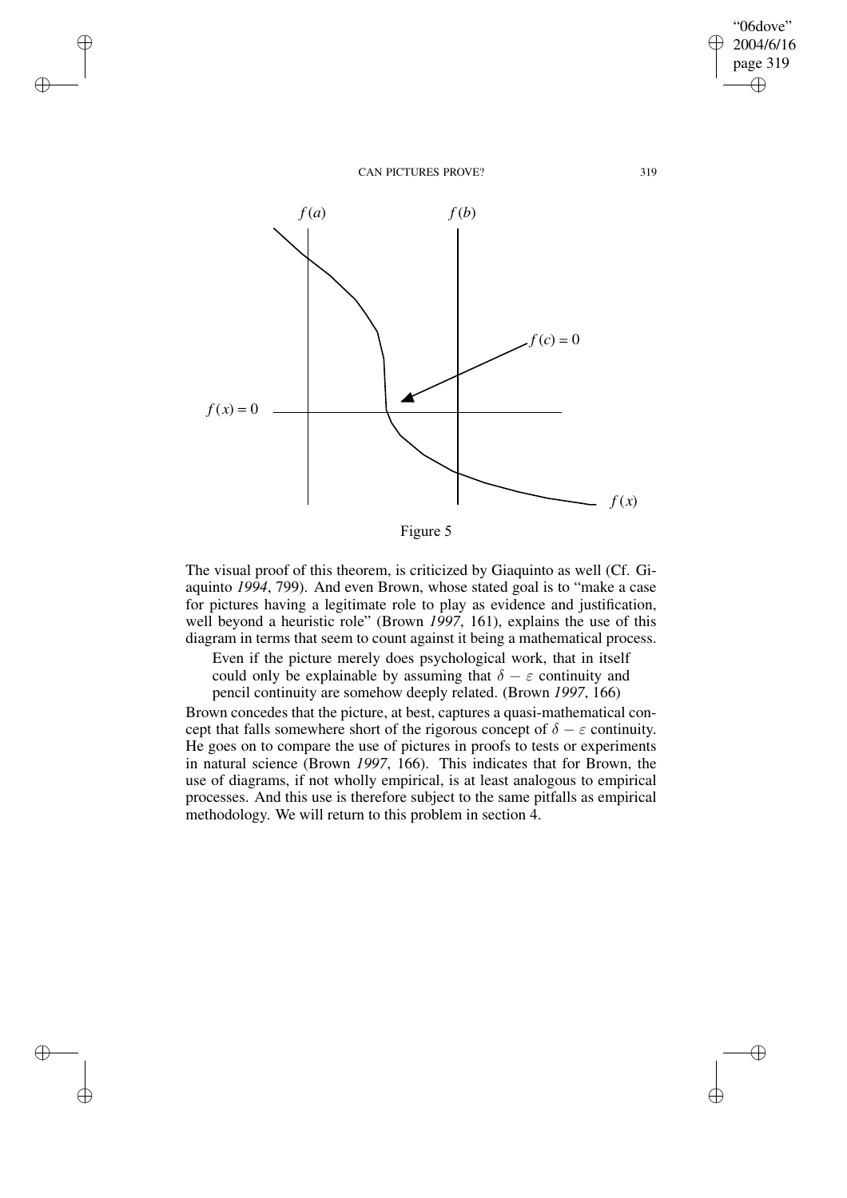Figure 5

The visual proof of this theorem, is criticized by Giaquinto as well (Cf. Giaquinto *1994*, 799). And even Brown, whose stated goal is to "make a case for pictures having a legitimate role to play as evidence and justification, well beyond a heuristic role" (Brown *1997*, 161), explains the use of this diagram in terms that seem to count against it being a mathematical process.

> Even if the picture merely does psychological work, that in itself could only be explainable by assuming that $\delta - \varepsilon$ continuity and pencil continuity are somehow deeply related. (Brown *1997*, 166)

Brown concedes that the picture, at best, captures a quasi-mathematical concept that falls somewhere short of the rigorous concept of $\delta - \varepsilon$ continuity. He goes on to compare the use of pictures in proofs to tests or experiments in natural science (Brown *1997*, 166). This indicates that for Brown, the use of diagrams, if not wholly empirical, is at least analogous to empirical processes. And this use is therefore subject to the same pitfalls as empirical methodology. We will return to this problem in section 4.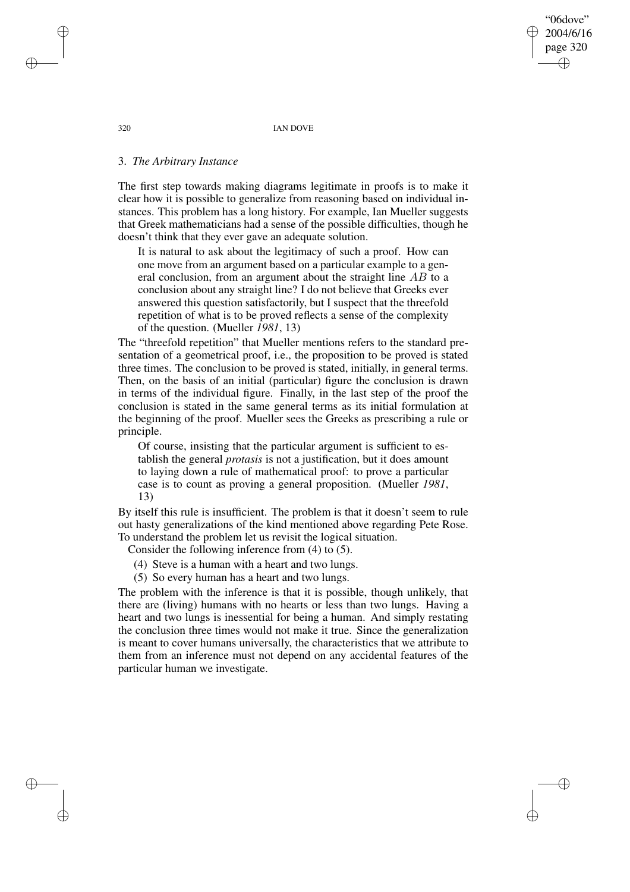## 3. *The Arbitrary Instance*

The first step towards making diagrams legitimate in proofs is to make it clear how it is possible to generalize from reasoning based on individual instances. This problem has a long history. For example, Ian Mueller suggests that Greek mathematicians had a sense of the possible difficulties, though he doesn't think that they ever gave an adequate solution.

> It is natural to ask about the legitimacy of such a proof. How can one move from an argument based on a particular example to a general conclusion, from an argument about the straight line $AB$ to a conclusion about any straight line? I do not believe that Greeks ever answered this question satisfactorily, but I suspect that the threefold repetition of what is to be proved reflects a sense of the complexity of the question. (Mueller *1981*, 13)

The "threefold repetition" that Mueller mentions refers to the standard presentation of a geometrical proof, i.e., the proposition to be proved is stated three times. The conclusion to be proved is stated, initially, in general terms. Then, on the basis of an initial (particular) figure the conclusion is drawn in terms of the individual figure. Finally, in the last step of the proof the conclusion is stated in the same general terms as its initial formulation at the beginning of the proof. Mueller sees the Greeks as prescribing a rule or principle.

> Of course, insisting that the particular argument is sufficient to establish the general *protasis* is not a justification, but it does amount to laying down a rule of mathematical proof: to prove a particular case is to count as proving a general proposition. (Mueller *1981*, 13)

By itself this rule is insufficient. The problem is that it doesn't seem to rule out hasty generalizations of the kind mentioned above regarding Pete Rose. To understand the problem let us revisit the logical situation.

Consider the following inference from (4) to (5).

(4) Steve is a human with a heart and two lungs.
(5) So every human has a heart and two lungs.

The problem with the inference is that it is possible, though unlikely, that there are (living) humans with no hearts or less than two lungs. Having a heart and two lungs is inessential for being a human. And simply restating the conclusion three times would not make it true. Since the generalization is meant to cover humans universally, the characteristics that we attribute to them from an inference must not depend on any accidental features of the particular human we investigate.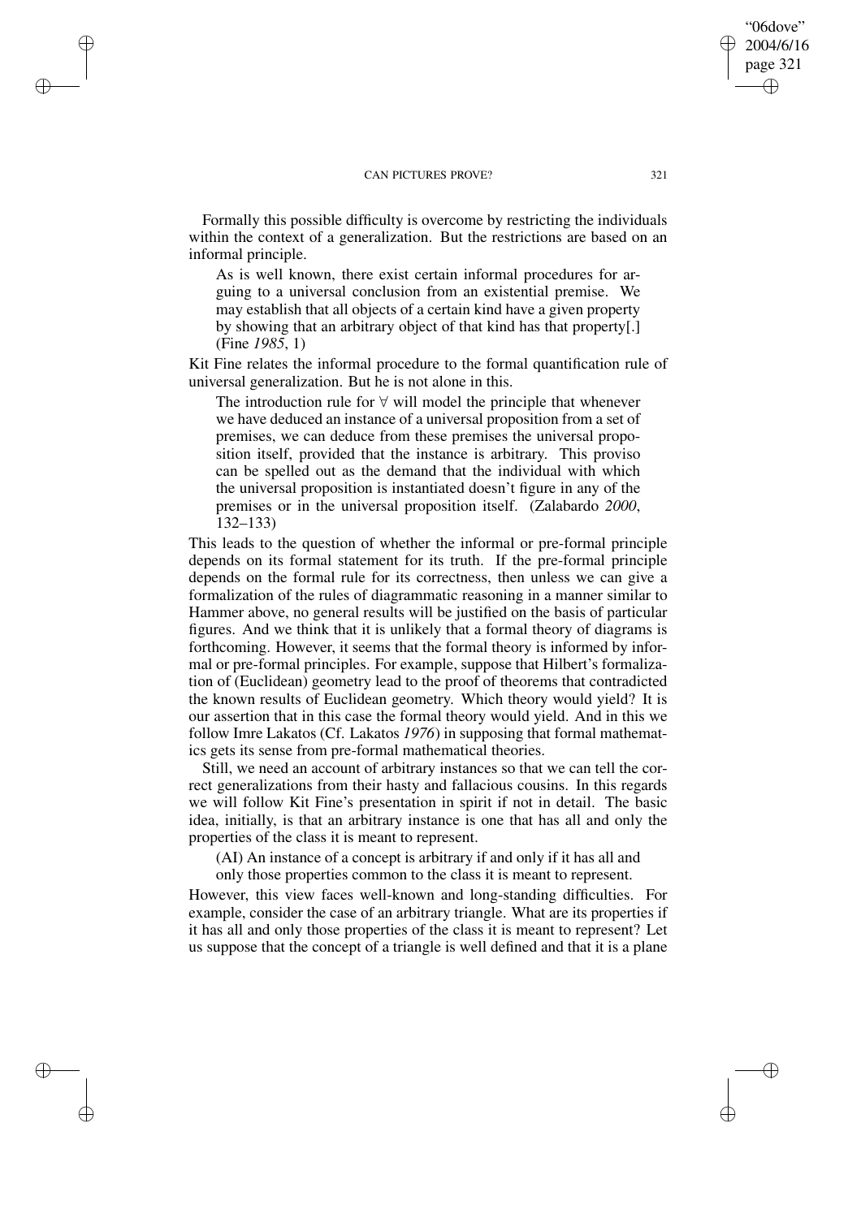Formally this possible difficulty is overcome by restricting the individuals within the context of a generalization. But the restrictions are based on an informal principle.

> As is well known, there exist certain informal procedures for arguing to a universal conclusion from an existential premise. We may establish that all objects of a certain kind have a given property by showing that an arbitrary object of that kind has that property[.] (Fine *1985*, 1)

Kit Fine relates the informal procedure to the formal quantification rule of universal generalization. But he is not alone in this.

> The introduction rule for $\forall$ will model the principle that whenever we have deduced an instance of a universal proposition from a set of premises, we can deduce from these premises the universal proposition itself, provided that the instance is arbitrary. This proviso can be spelled out as the demand that the individual with which the universal proposition is instantiated doesn't figure in any of the premises or in the universal proposition itself. (Zalabardo *2000*, 132–133)

This leads to the question of whether the informal or pre-formal principle depends on its formal statement for its truth. If the pre-formal principle depends on the formal rule for its correctness, then unless we can give a formalization of the rules of diagrammatic reasoning in a manner similar to Hammer above, no general results will be justified on the basis of particular figures. And we think that it is unlikely that a formal theory of diagrams is forthcoming. However, it seems that the formal theory is informed by informal or pre-formal principles. For example, suppose that Hilbert's formalization of (Euclidean) geometry lead to the proof of theorems that contradicted the known results of Euclidean geometry. Which theory would yield? It is our assertion that in this case the formal theory would yield. And in this we follow Imre Lakatos (Cf. Lakatos *1976*) in supposing that formal mathematics gets its sense from pre-formal mathematical theories.

Still, we need an account of arbitrary instances so that we can tell the correct generalizations from their hasty and fallacious cousins. In this regards we will follow Kit Fine's presentation in spirit if not in detail. The basic idea, initially, is that an arbitrary instance is one that has all and only the properties of the class it is meant to represent.

> (AI) An instance of a concept is arbitrary if and only if it has all and only those properties common to the class it is meant to represent.

However, this view faces well-known and long-standing difficulties. For example, consider the case of an arbitrary triangle. What are its properties if it has all and only those properties of the class it is meant to represent? Let us suppose that the concept of a triangle is well defined and that it is a plane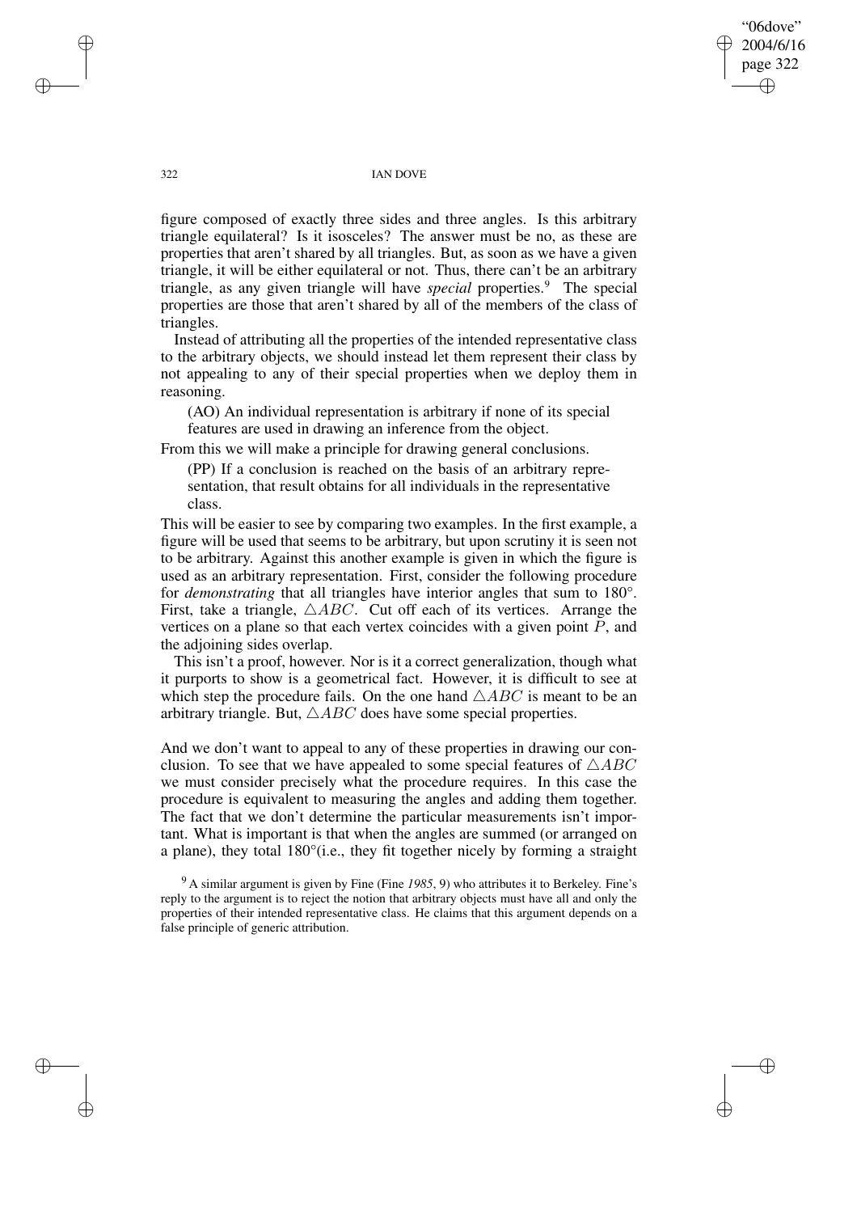figure composed of exactly three sides and three angles. Is this arbitrary triangle equilateral? Is it isosceles? The answer must be no, as these are properties that aren't shared by all triangles. But, as soon as we have a given triangle, it will be either equilateral or not. Thus, there can't be an arbitrary triangle, as any given triangle will have *special* properties.[9] The special properties are those that aren't shared by all of the members of the class of triangles.

Instead of attributing all the properties of the intended representative class to the arbitrary objects, we should instead let them represent their class by not appealing to any of their special properties when we deploy them in reasoning.

> (AO) An individual representation is arbitrary if none of its special features are used in drawing an inference from the object.

From this we will make a principle for drawing general conclusions.

> (PP) If a conclusion is reached on the basis of an arbitrary representation, that result obtains for all individuals in the representative class.

This will be easier to see by comparing two examples. In the first example, a figure will be used that seems to be arbitrary, but upon scrutiny it is seen not to be arbitrary. Against this another example is given in which the figure is used as an arbitrary representation. First, consider the following procedure for *demonstrating* that all triangles have interior angles that sum to $180°$. First, take a triangle, $\triangle ABC$. Cut off each of its vertices. Arrange the vertices on a plane so that each vertex coincides with a given point $P$, and the adjoining sides overlap.

This isn't a proof, however. Nor is it a correct generalization, though what it purports to show is a geometrical fact. However, it is difficult to see at which step the procedure fails. On the one hand $\triangle ABC$ is meant to be an arbitrary triangle. But, $\triangle ABC$ does have some special properties.

And we don't want to appeal to any of these properties in drawing our conclusion. To see that we have appealed to some special features of $\triangle ABC$ we must consider precisely what the procedure requires. In this case the procedure is equivalent to measuring the angles and adding them together. The fact that we don't determine the particular measurements isn't important. What is important is that when the angles are summed (or arranged on a plane), they total $180°$(i.e., they fit together nicely by forming a straight

[9] A similar argument is given by Fine (Fine *1985*, 9) who attributes it to Berkeley. Fine's reply to the argument is to reject the notion that arbitrary objects must have all and only the properties of their intended representative class. He claims that this argument depends on a false principle of generic attribution.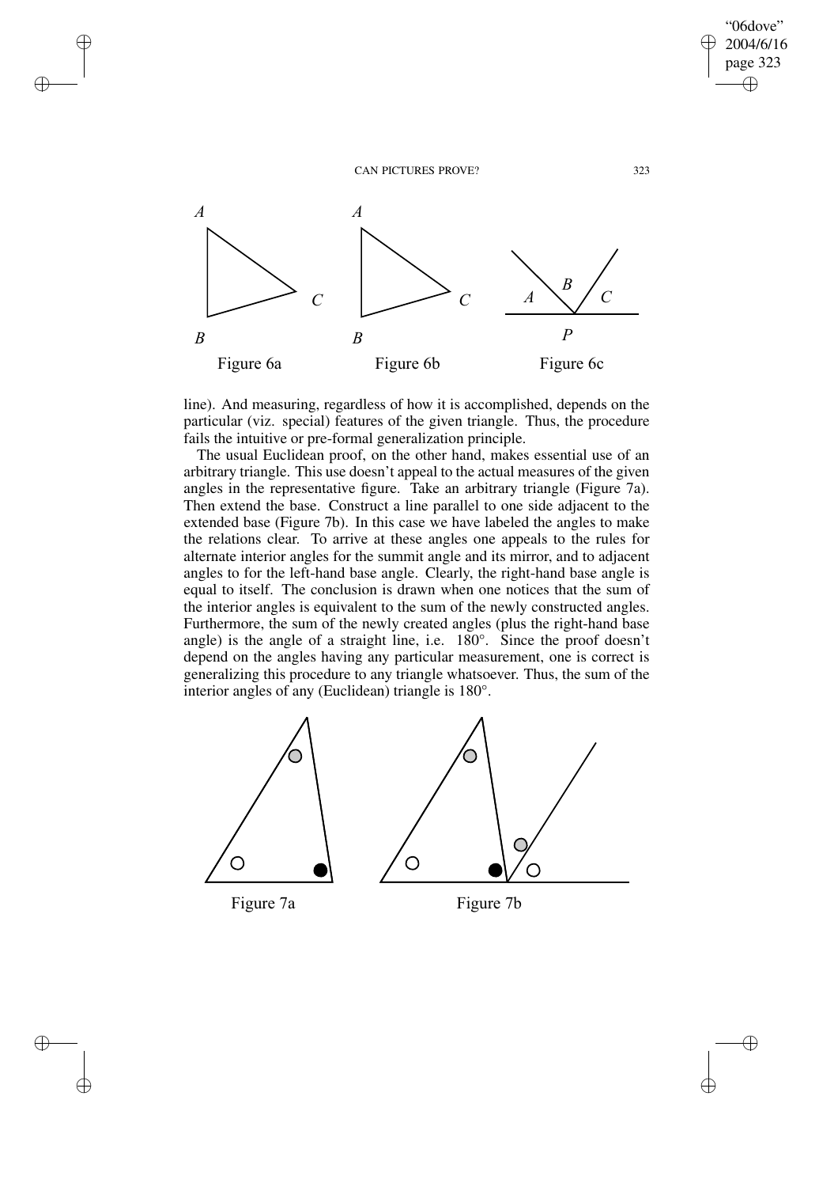Figure 6a

Figure 6b

Figure 6c

line). And measuring, regardless of how it is accomplished, depends on the particular (viz. special) features of the given triangle. Thus, the procedure fails the intuitive or pre-formal generalization principle.

The usual Euclidean proof, on the other hand, makes essential use of an arbitrary triangle. This use doesn't appeal to the actual measures of the given angles in the representative figure. Take an arbitrary triangle (Figure 7a). Then extend the base. Construct a line parallel to one side adjacent to the extended base (Figure 7b). In this case we have labeled the angles to make the relations clear. To arrive at these angles one appeals to the rules for alternate interior angles for the summit angle and its mirror, and to adjacent angles to for the left-hand base angle. Clearly, the right-hand base angle is equal to itself. The conclusion is drawn when one notices that the sum of the interior angles is equivalent to the sum of the newly constructed angles. Furthermore, the sum of the newly created angles (plus the right-hand base angle) is the angle of a straight line, i.e. 180°. Since the proof doesn't depend on the angles having any particular measurement, one is correct is generalizing this procedure to any triangle whatsoever. Thus, the sum of the interior angles of any (Euclidean) triangle is 180°.

Figure 7a

Figure 7b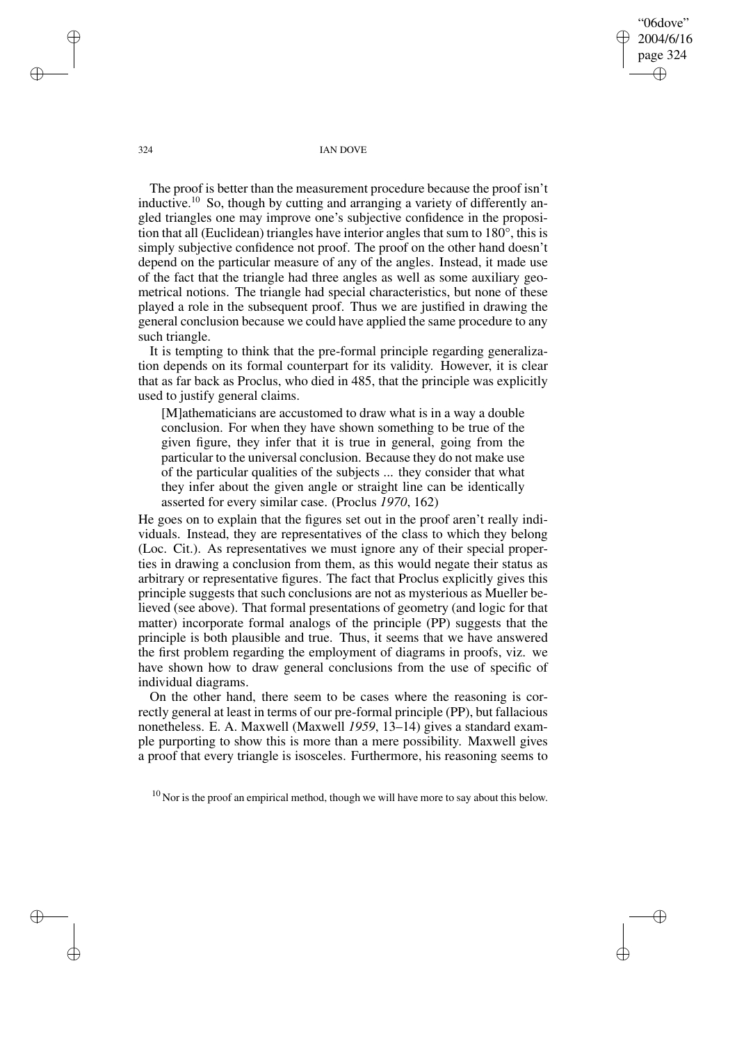The proof is better than the measurement procedure because the proof isn't inductive.[10] So, though by cutting and arranging a variety of differently angled triangles one may improve one's subjective confidence in the proposition that all (Euclidean) triangles have interior angles that sum to 180°, this is simply subjective confidence not proof. The proof on the other hand doesn't depend on the particular measure of any of the angles. Instead, it made use of the fact that the triangle had three angles as well as some auxiliary geometrical notions. The triangle had special characteristics, but none of these played a role in the subsequent proof. Thus we are justified in drawing the general conclusion because we could have applied the same procedure to any such triangle.

It is tempting to think that the pre-formal principle regarding generalization depends on its formal counterpart for its validity. However, it is clear that as far back as Proclus, who died in 485, that the principle was explicitly used to justify general claims.

> [M]athematicians are accustomed to draw what is in a way a double conclusion. For when they have shown something to be true of the given figure, they infer that it is true in general, going from the particular to the universal conclusion. Because they do not make use of the particular qualities of the subjects ... they consider that what they infer about the given angle or straight line can be identically asserted for every similar case. (Proclus *1970*, 162)

He goes on to explain that the figures set out in the proof aren't really individuals. Instead, they are representatives of the class to which they belong (Loc. Cit.). As representatives we must ignore any of their special properties in drawing a conclusion from them, as this would negate their status as arbitrary or representative figures. The fact that Proclus explicitly gives this principle suggests that such conclusions are not as mysterious as Mueller believed (see above). That formal presentations of geometry (and logic for that matter) incorporate formal analogs of the principle (PP) suggests that the principle is both plausible and true. Thus, it seems that we have answered the first problem regarding the employment of diagrams in proofs, viz. we have shown how to draw general conclusions from the use of specific of individual diagrams.

On the other hand, there seem to be cases where the reasoning is correctly general at least in terms of our pre-formal principle (PP), but fallacious nonetheless. E. A. Maxwell (Maxwell *1959*, 13–14) gives a standard example purporting to show this is more than a mere possibility. Maxwell gives a proof that every triangle is isosceles. Furthermore, his reasoning seems to

[10] Nor is the proof an empirical method, though we will have more to say about this below.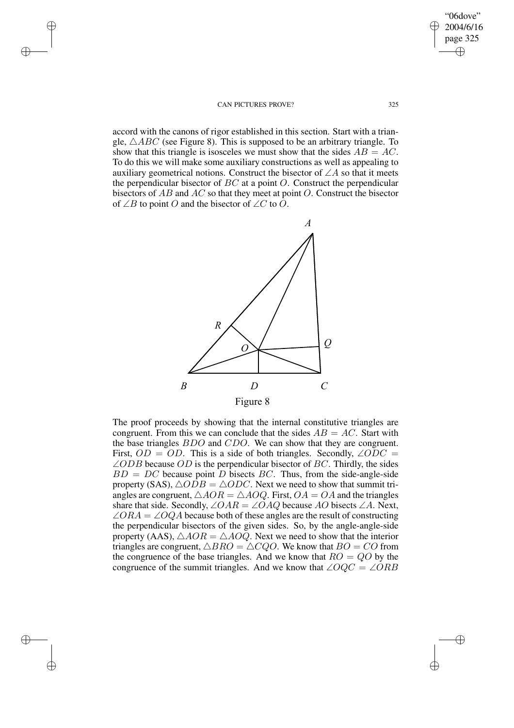accord with the canons of rigor established in this section. Start with a triangle, $\triangle ABC$ (see Figure 8). This is supposed to be an arbitrary triangle. To show that this triangle is isosceles we must show that the sides $AB = AC$. To do this we will make some auxiliary constructions as well as appealing to auxiliary geometrical notions. Construct the bisector of $\angle A$ so that it meets the perpendicular bisector of $BC$ at a point $O$. Construct the perpendicular bisectors of $AB$ and $AC$ so that they meet at point $O$. Construct the bisector of $\angle B$ to point $O$ and the bisector of $\angle C$ to $O$.

Figure 8

The proof proceeds by showing that the internal constitutive triangles are congruent. From this we can conclude that the sides $AB = AC$. Start with the base triangles $BDO$ and $CDO$. We can show that they are congruent. First, $OD = OD$. This is a side of both triangles. Secondly, $\angle ODC = \angle ODB$ because $OD$ is the perpendicular bisector of $BC$. Thirdly, the sides $BD = DC$ because point $D$ bisects $BC$. Thus, from the side-angle-side property (SAS), $\triangle ODB = \triangle ODC$. Next we need to show that summit triangles are congruent, $\triangle AOR = \triangle AOQ$. First, $OA = OA$ and the triangles share that side. Secondly, $\angle OAR = \angle OAQ$ because $AO$ bisects $\angle A$. Next, $\angle ORA = \angle OQA$ because both of these angles are the result of constructing the perpendicular bisectors of the given sides. So, by the angle-angle-side property (AAS), $\triangle AOR = \triangle AOQ$. Next we need to show that the interior triangles are congruent, $\triangle BRO = \triangle CQO$. We know that $BO = CO$ from the congruence of the base triangles. And we know that $RO = QO$ by the congruence of the summit triangles. And we know that $\angle OQC = \angle ORB$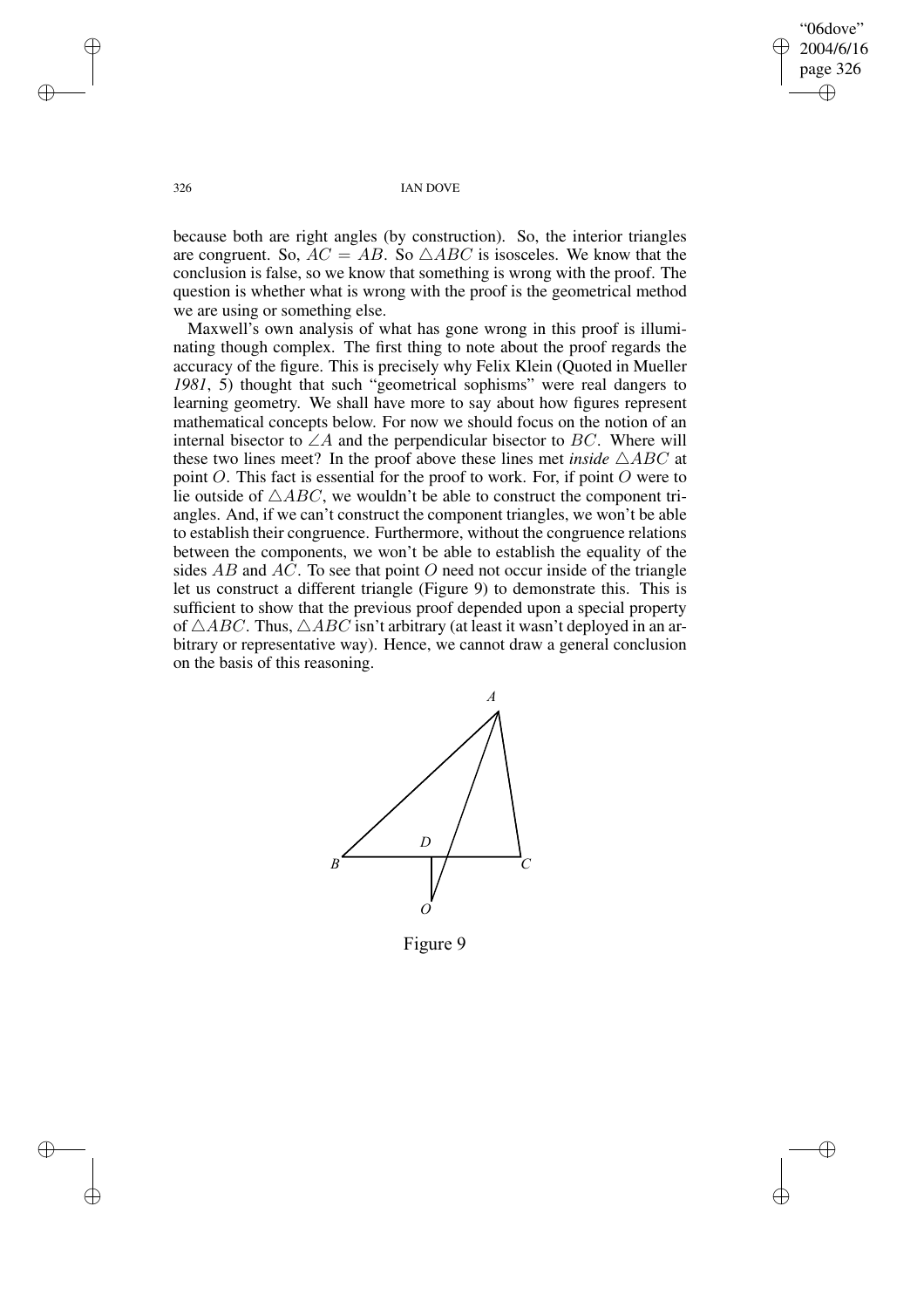because both are right angles (by construction). So, the interior triangles are congruent. So, $AC = AB$. So $\triangle ABC$ is isosceles. We know that the conclusion is false, so we know that something is wrong with the proof. The question is whether what is wrong with the proof is the geometrical method we are using or something else.

Maxwell's own analysis of what has gone wrong in this proof is illuminating though complex. The first thing to note about the proof regards the accuracy of the figure. This is precisely why Felix Klein (Quoted in Mueller *1981*, 5) thought that such "geometrical sophisms" were real dangers to learning geometry. We shall have more to say about how figures represent mathematical concepts below. For now we should focus on the notion of an internal bisector to $\angle A$ and the perpendicular bisector to $BC$. Where will these two lines meet? In the proof above these lines met *inside* $\triangle ABC$ at point $O$. This fact is essential for the proof to work. For, if point $O$ were to lie outside of $\triangle ABC$, we wouldn't be able to construct the component triangles. And, if we can't construct the component triangles, we won't be able to establish their congruence. Furthermore, without the congruence relations between the components, we won't be able to establish the equality of the sides $AB$ and $AC$. To see that point $O$ need not occur inside of the triangle let us construct a different triangle (Figure 9) to demonstrate this. This is sufficient to show that the previous proof depended upon a special property of $\triangle ABC$. Thus, $\triangle ABC$ isn't arbitrary (at least it wasn't deployed in an arbitrary or representative way). Hence, we cannot draw a general conclusion on the basis of this reasoning.

Figure 9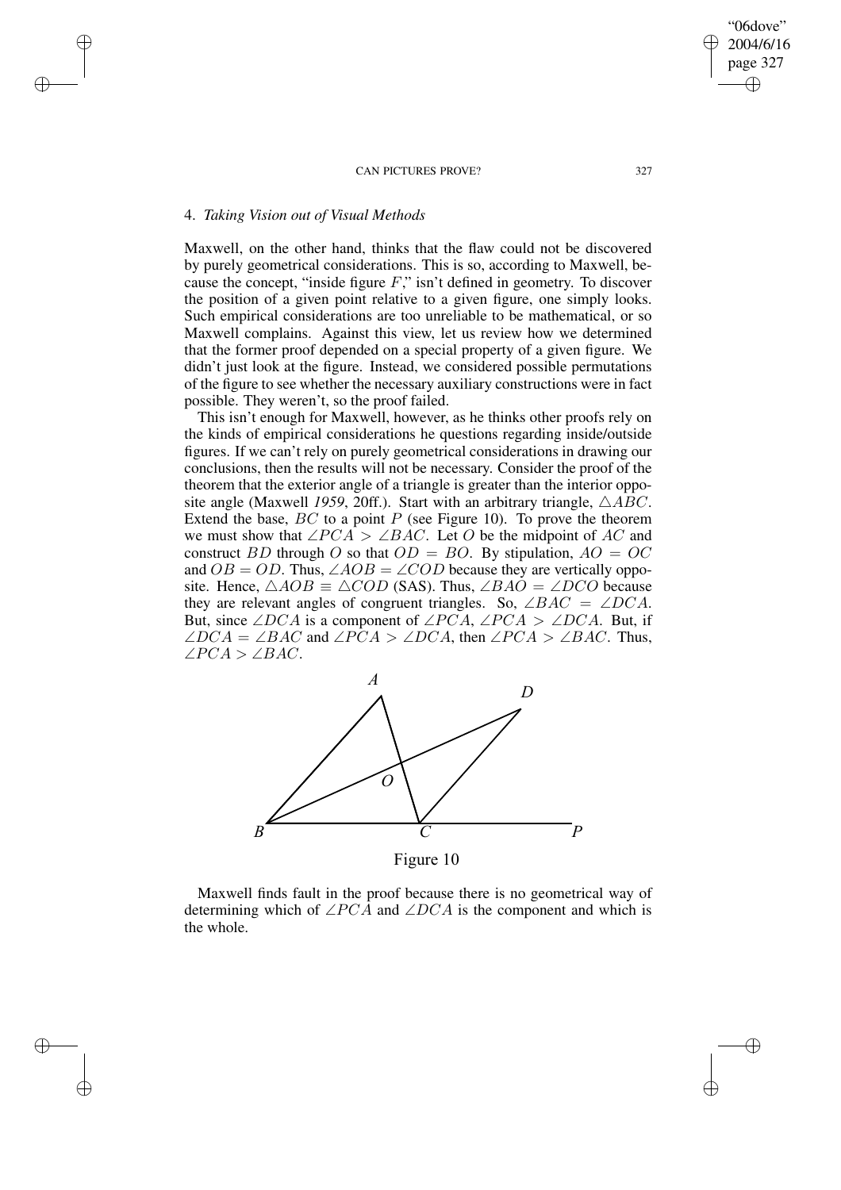## 4. *Taking Vision out of Visual Methods*

Maxwell, on the other hand, thinks that the flaw could not be discovered by purely geometrical considerations. This is so, according to Maxwell, because the concept, "inside figure $F$," isn't defined in geometry. To discover the position of a given point relative to a given figure, one simply looks. Such empirical considerations are too unreliable to be mathematical, or so Maxwell complains. Against this view, let us review how we determined that the former proof depended on a special property of a given figure. We didn't just look at the figure. Instead, we considered possible permutations of the figure to see whether the necessary auxiliary constructions were in fact possible. They weren't, so the proof failed.

This isn't enough for Maxwell, however, as he thinks other proofs rely on the kinds of empirical considerations he questions regarding inside/outside figures. If we can't rely on purely geometrical considerations in drawing our conclusions, then the results will not be necessary. Consider the proof of the theorem that the exterior angle of a triangle is greater than the interior opposite angle (Maxwell *1959*, 20ff.). Start with an arbitrary triangle, $\triangle ABC$. Extend the base, $BC$ to a point $P$ (see Figure 10). To prove the theorem we must show that $\angle PCA > \angle BAC$. Let $O$ be the midpoint of $AC$ and construct $BD$ through $O$ so that $OD = BO$. By stipulation, $AO = OC$ and $OB = OD$. Thus, $\angle AOB = \angle COD$ because they are vertically opposite. Hence, $\triangle AOB \equiv \triangle COD$ (SAS). Thus, $\angle BAO = \angle DCO$ because they are relevant angles of congruent triangles. So, $\angle BAC = \angle DCA$. But, since $\angle DCA$ is a component of $\angle PCA$, $\angle PCA > \angle DCA$. But, if $\angle DCA = \angle BAC$ and $\angle PCA > \angle DCA$, then $\angle PCA > \angle BAC$. Thus, $\angle PCA > \angle BAC$.

Figure 10

Maxwell finds fault in the proof because there is no geometrical way of determining which of $\angle PCA$ and $\angle DCA$ is the component and which is the whole.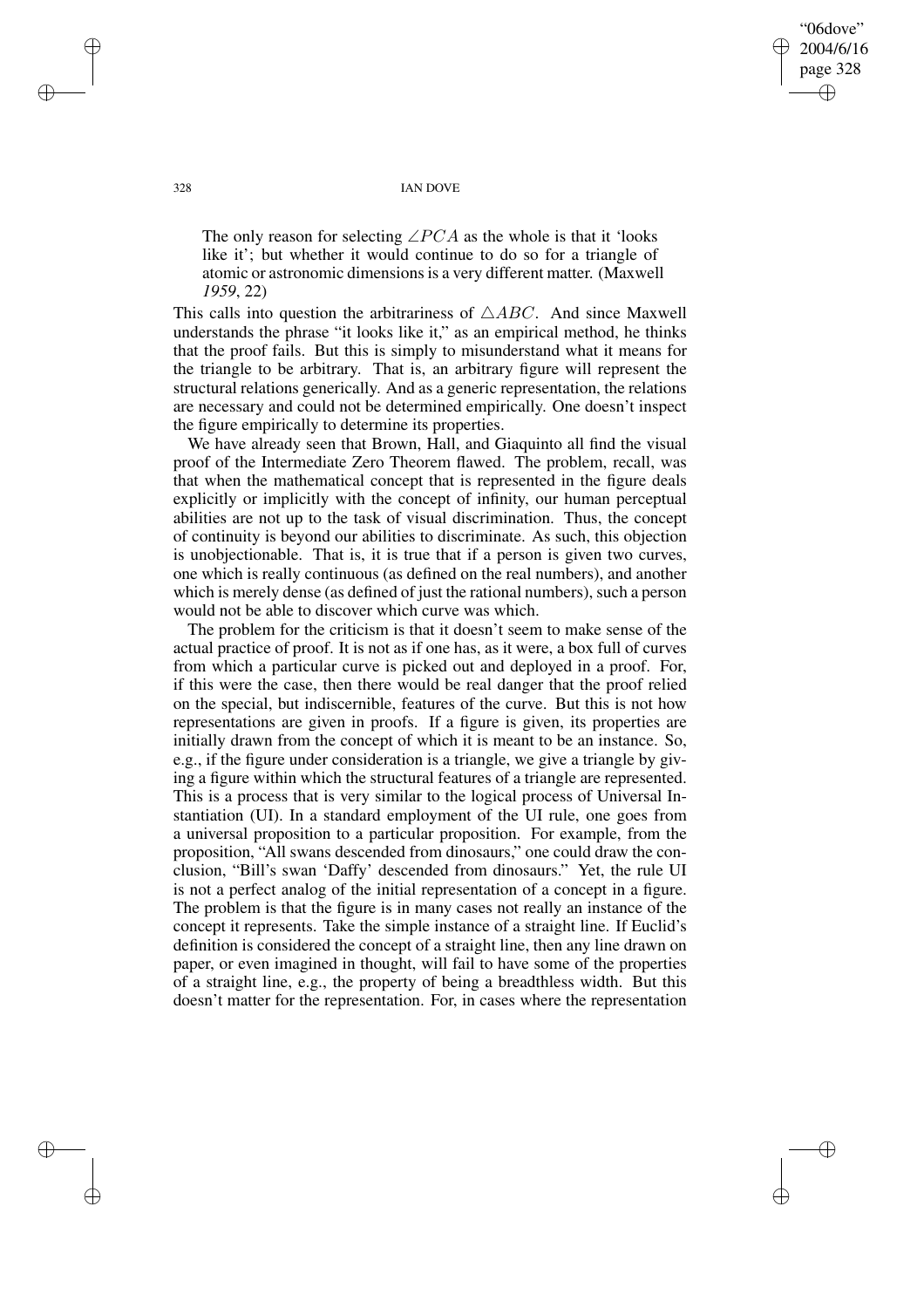> The only reason for selecting $\angle PCA$ as the whole is that it 'looks like it'; but whether it would continue to do so for a triangle of atomic or astronomic dimensions is a very different matter. (Maxwell *1959*, 22)

This calls into question the arbitrariness of $\triangle ABC$. And since Maxwell understands the phrase "it looks like it," as an empirical method, he thinks that the proof fails. But this is simply to misunderstand what it means for the triangle to be arbitrary. That is, an arbitrary figure will represent the structural relations generically. And as a generic representation, the relations are necessary and could not be determined empirically. One doesn't inspect the figure empirically to determine its properties.

We have already seen that Brown, Hall, and Giaquinto all find the visual proof of the Intermediate Zero Theorem flawed. The problem, recall, was that when the mathematical concept that is represented in the figure deals explicitly or implicitly with the concept of infinity, our human perceptual abilities are not up to the task of visual discrimination. Thus, the concept of continuity is beyond our abilities to discriminate. As such, this objection is unobjectionable. That is, it is true that if a person is given two curves, one which is really continuous (as defined on the real numbers), and another which is merely dense (as defined of just the rational numbers), such a person would not be able to discover which curve was which.

The problem for the criticism is that it doesn't seem to make sense of the actual practice of proof. It is not as if one has, as it were, a box full of curves from which a particular curve is picked out and deployed in a proof. For, if this were the case, then there would be real danger that the proof relied on the special, but indiscernible, features of the curve. But this is not how representations are given in proofs. If a figure is given, its properties are initially drawn from the concept of which it is meant to be an instance. So, e.g., if the figure under consideration is a triangle, we give a triangle by giving a figure within which the structural features of a triangle are represented. This is a process that is very similar to the logical process of Universal Instantiation (UI). In a standard employment of the UI rule, one goes from a universal proposition to a particular proposition. For example, from the proposition, "All swans descended from dinosaurs," one could draw the conclusion, "Bill's swan 'Daffy' descended from dinosaurs." Yet, the rule UI is not a perfect analog of the initial representation of a concept in a figure. The problem is that the figure is in many cases not really an instance of the concept it represents. Take the simple instance of a straight line. If Euclid's definition is considered the concept of a straight line, then any line drawn on paper, or even imagined in thought, will fail to have some of the properties of a straight line, e.g., the property of being a breadthless width. But this doesn't matter for the representation. For, in cases where the representation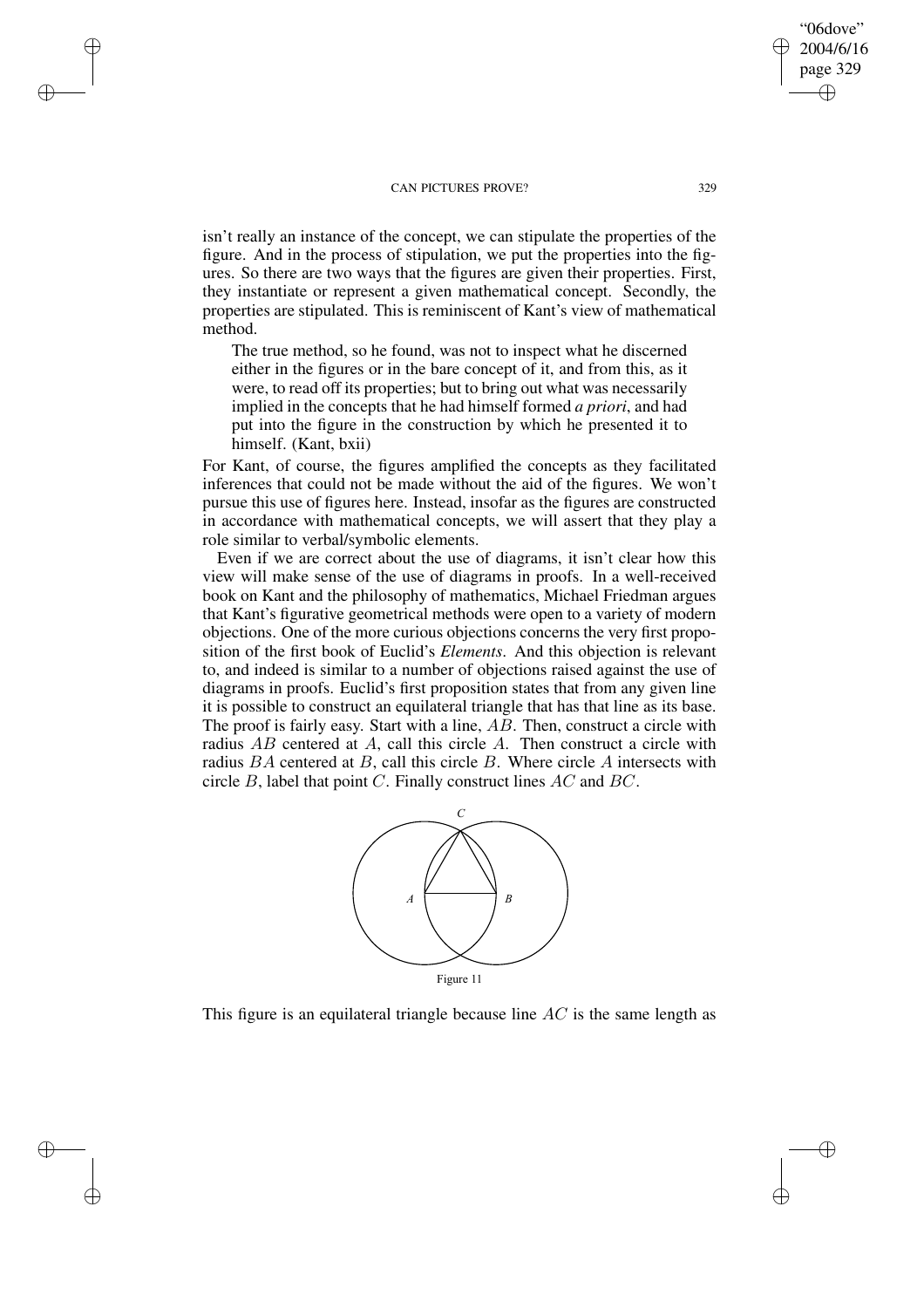isn't really an instance of the concept, we can stipulate the properties of the figure. And in the process of stipulation, we put the properties into the figures. So there are two ways that the figures are given their properties. First, they instantiate or represent a given mathematical concept. Secondly, the properties are stipulated. This is reminiscent of Kant's view of mathematical method.

> The true method, so he found, was not to inspect what he discerned either in the figures or in the bare concept of it, and from this, as it were, to read off its properties; but to bring out what was necessarily implied in the concepts that he had himself formed *a priori*, and had put into the figure in the construction by which he presented it to himself. (Kant, bxii)

For Kant, of course, the figures amplified the concepts as they facilitated inferences that could not be made without the aid of the figures. We won't pursue this use of figures here. Instead, insofar as the figures are constructed in accordance with mathematical concepts, we will assert that they play a role similar to verbal/symbolic elements.

Even if we are correct about the use of diagrams, it isn't clear how this view will make sense of the use of diagrams in proofs. In a well-received book on Kant and the philosophy of mathematics, Michael Friedman argues that Kant's figurative geometrical methods were open to a variety of modern objections. One of the more curious objections concerns the very first proposition of the first book of Euclid's *Elements*. And this objection is relevant to, and indeed is similar to a number of objections raised against the use of diagrams in proofs. Euclid's first proposition states that from any given line it is possible to construct an equilateral triangle that has that line as its base. The proof is fairly easy. Start with a line, $AB$. Then, construct a circle with radius $AB$ centered at $A$, call this circle $A$. Then construct a circle with radius $BA$ centered at $B$, call this circle $B$. Where circle $A$ intersects with circle $B$, label that point $C$. Finally construct lines $AC$ and $BC$.

Figure 11

This figure is an equilateral triangle because line $AC$ is the same length as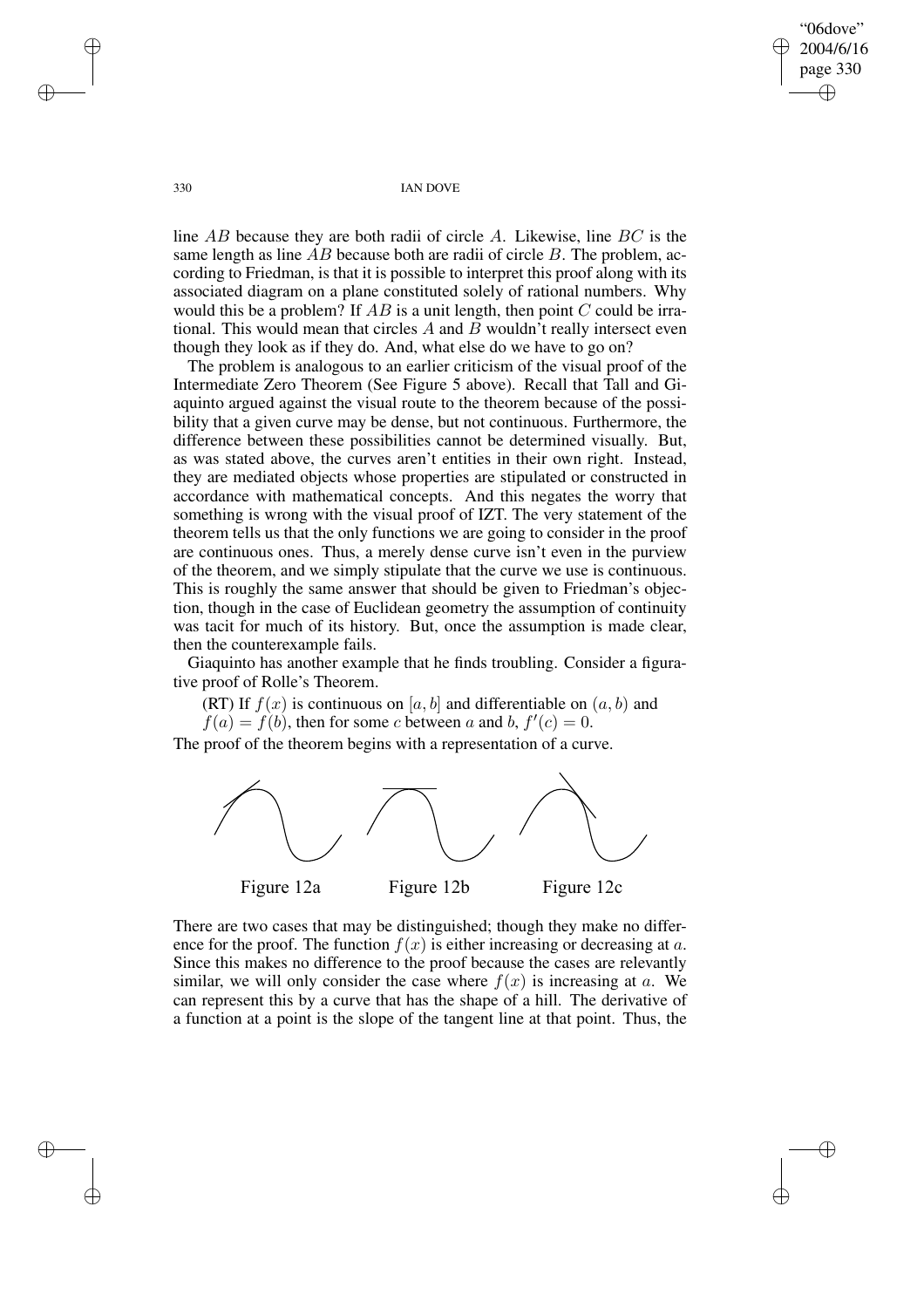line $AB$ because they are both radii of circle $A$. Likewise, line $BC$ is the same length as line $AB$ because both are radii of circle $B$. The problem, according to Friedman, is that it is possible to interpret this proof along with its associated diagram on a plane constituted solely of rational numbers. Why would this be a problem? If $AB$ is a unit length, then point $C$ could be irrational. This would mean that circles $A$ and $B$ wouldn't really intersect even though they look as if they do. And, what else do we have to go on?

The problem is analogous to an earlier criticism of the visual proof of the Intermediate Zero Theorem (See Figure 5 above). Recall that Tall and Giaquinto argued against the visual route to the theorem because of the possibility that a given curve may be dense, but not continuous. Furthermore, the difference between these possibilities cannot be determined visually. But, as was stated above, the curves aren't entities in their own right. Instead, they are mediated objects whose properties are stipulated or constructed in accordance with mathematical concepts. And this negates the worry that something is wrong with the visual proof of IZT. The very statement of the theorem tells us that the only functions we are going to consider in the proof are continuous ones. Thus, a merely dense curve isn't even in the purview of the theorem, and we simply stipulate that the curve we use is continuous. This is roughly the same answer that should be given to Friedman's objection, though in the case of Euclidean geometry the assumption of continuity was tacit for much of its history. But, once the assumption is made clear, then the counterexample fails.

Giaquinto has another example that he finds troubling. Consider a figurative proof of Rolle's Theorem.

(RT) If $f(x)$ is continuous on $[a, b]$ and differentiable on $(a, b)$ and $f(a) = f(b)$, then for some $c$ between $a$ and $b$, $f'(c) = 0$.

The proof of the theorem begins with a representation of a curve.

Figure 12a　　Figure 12b　　Figure 12c

There are two cases that may be distinguished; though they make no difference for the proof. The function $f(x)$ is either increasing or decreasing at $a$. Since this makes no difference to the proof because the cases are relevantly similar, we will only consider the case where $f(x)$ is increasing at $a$. We can represent this by a curve that has the shape of a hill. The derivative of a function at a point is the slope of the tangent line at that point. Thus, the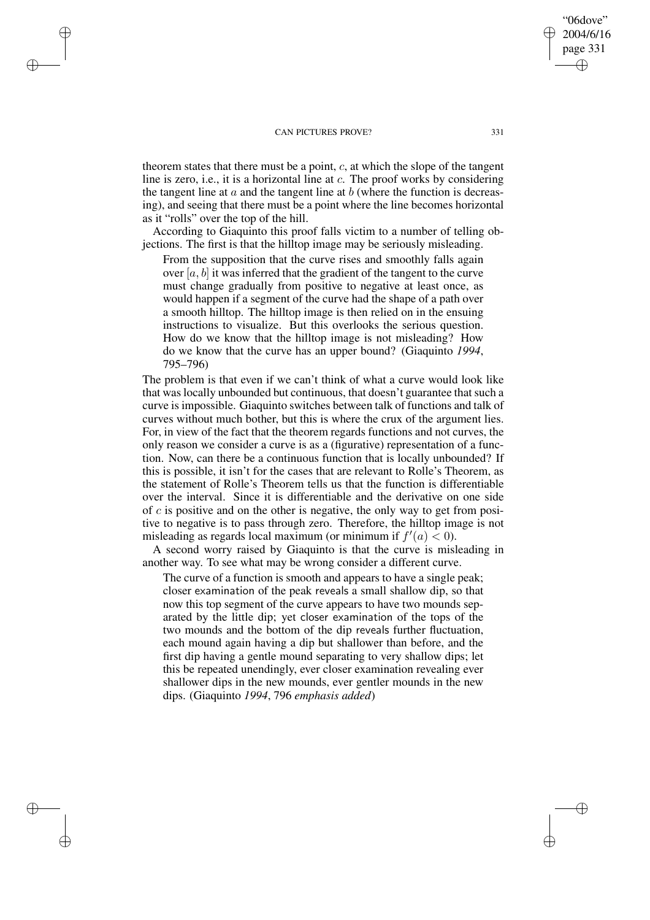theorem states that there must be a point, $c$, at which the slope of the tangent line is zero, i.e., it is a horizontal line at $c$. The proof works by considering the tangent line at $a$ and the tangent line at $b$ (where the function is decreasing), and seeing that there must be a point where the line becomes horizontal as it "rolls" over the top of the hill.

According to Giaquinto this proof falls victim to a number of telling objections. The first is that the hilltop image may be seriously misleading.

> From the supposition that the curve rises and smoothly falls again over $[a, b]$ it was inferred that the gradient of the tangent to the curve must change gradually from positive to negative at least once, as would happen if a segment of the curve had the shape of a path over a smooth hilltop. The hilltop image is then relied on in the ensuing instructions to visualize. But this overlooks the serious question. How do we know that the hilltop image is not misleading? How do we know that the curve has an upper bound? (Giaquinto *1994*, 795–796)

The problem is that even if we can't think of what a curve would look like that was locally unbounded but continuous, that doesn't guarantee that such a curve is impossible. Giaquinto switches between talk of functions and talk of curves without much bother, but this is where the crux of the argument lies. For, in view of the fact that the theorem regards functions and not curves, the only reason we consider a curve is as a (figurative) representation of a function. Now, can there be a continuous function that is locally unbounded? If this is possible, it isn't for the cases that are relevant to Rolle's Theorem, as the statement of Rolle's Theorem tells us that the function is differentiable over the interval. Since it is differentiable and the derivative on one side of $c$ is positive and on the other is negative, the only way to get from positive to negative is to pass through zero. Therefore, the hilltop image is not misleading as regards local maximum (or minimum if $f'(a) < 0$).

A second worry raised by Giaquinto is that the curve is misleading in another way. To see what may be wrong consider a different curve.

> The curve of a function is smooth and appears to have a single peak; closer examination of the peak reveals a small shallow dip, so that now this top segment of the curve appears to have two mounds separated by the little dip; yet closer examination of the tops of the two mounds and the bottom of the dip reveals further fluctuation, each mound again having a dip but shallower than before, and the first dip having a gentle mound separating to very shallow dips; let this be repeated unendingly, ever closer examination revealing ever shallower dips in the new mounds, ever gentler mounds in the new dips. (Giaquinto *1994*, 796 *emphasis added*)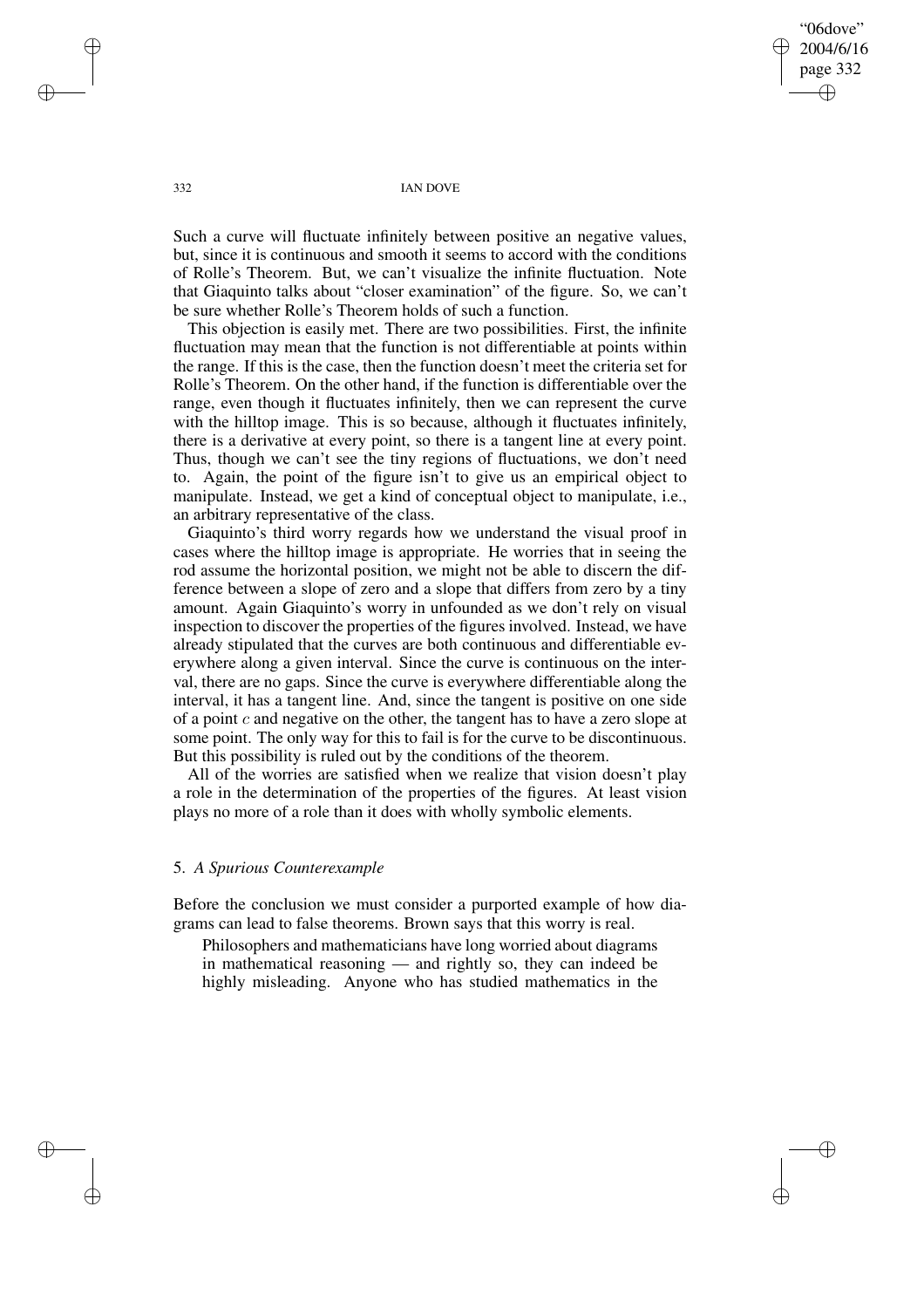Such a curve will fluctuate infinitely between positive an negative values, but, since it is continuous and smooth it seems to accord with the conditions of Rolle's Theorem. But, we can't visualize the infinite fluctuation. Note that Giaquinto talks about "closer examination" of the figure. So, we can't be sure whether Rolle's Theorem holds of such a function.

This objection is easily met. There are two possibilities. First, the infinite fluctuation may mean that the function is not differentiable at points within the range. If this is the case, then the function doesn't meet the criteria set for Rolle's Theorem. On the other hand, if the function is differentiable over the range, even though it fluctuates infinitely, then we can represent the curve with the hilltop image. This is so because, although it fluctuates infinitely, there is a derivative at every point, so there is a tangent line at every point. Thus, though we can't see the tiny regions of fluctuations, we don't need to. Again, the point of the figure isn't to give us an empirical object to manipulate. Instead, we get a kind of conceptual object to manipulate, i.e., an arbitrary representative of the class.

Giaquinto's third worry regards how we understand the visual proof in cases where the hilltop image is appropriate. He worries that in seeing the rod assume the horizontal position, we might not be able to discern the difference between a slope of zero and a slope that differs from zero by a tiny amount. Again Giaquinto's worry in unfounded as we don't rely on visual inspection to discover the properties of the figures involved. Instead, we have already stipulated that the curves are both continuous and differentiable everywhere along a given interval. Since the curve is continuous on the interval, there are no gaps. Since the curve is everywhere differentiable along the interval, it has a tangent line. And, since the tangent is positive on one side of a point $c$ and negative on the other, the tangent has to have a zero slope at some point. The only way for this to fail is for the curve to be discontinuous. But this possibility is ruled out by the conditions of the theorem.

All of the worries are satisfied when we realize that vision doesn't play a role in the determination of the properties of the figures. At least vision plays no more of a role than it does with wholly symbolic elements.

## 5. *A Spurious Counterexample*

Before the conclusion we must consider a purported example of how diagrams can lead to false theorems. Brown says that this worry is real.

> Philosophers and mathematicians have long worried about diagrams in mathematical reasoning — and rightly so, they can indeed be highly misleading. Anyone who has studied mathematics in the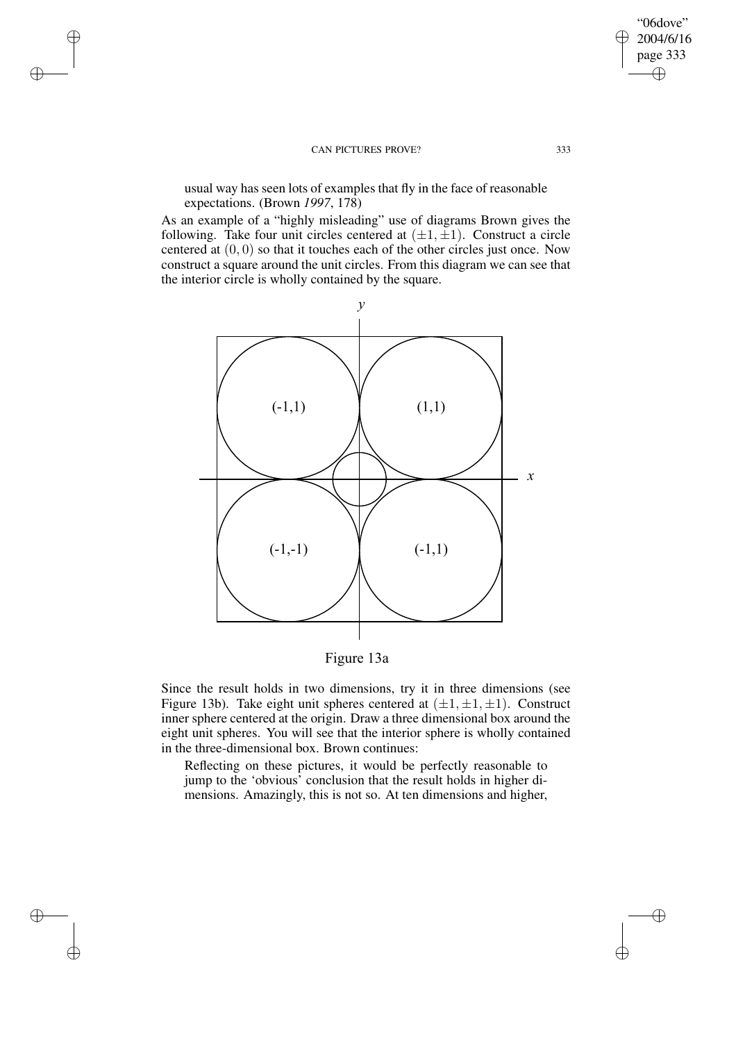usual way has seen lots of examples that fly in the face of reasonable expectations. (Brown *1997*, 178)

As an example of a "highly misleading" use of diagrams Brown gives the following. Take four unit circles centered at $(\pm 1, \pm 1)$. Construct a circle centered at $(0, 0)$ so that it touches each of the other circles just once. Now construct a square around the unit circles. From this diagram we can see that the interior circle is wholly contained by the square.

Figure 13a

Since the result holds in two dimensions, try it in three dimensions (see Figure 13b). Take eight unit spheres centered at $(\pm 1, \pm 1, \pm 1)$. Construct inner sphere centered at the origin. Draw a three dimensional box around the eight unit spheres. You will see that the interior sphere is wholly contained in the three-dimensional box. Brown continues:

> Reflecting on these pictures, it would be perfectly reasonable to jump to the 'obvious' conclusion that the result holds in higher dimensions. Amazingly, this is not so. At ten dimensions and higher,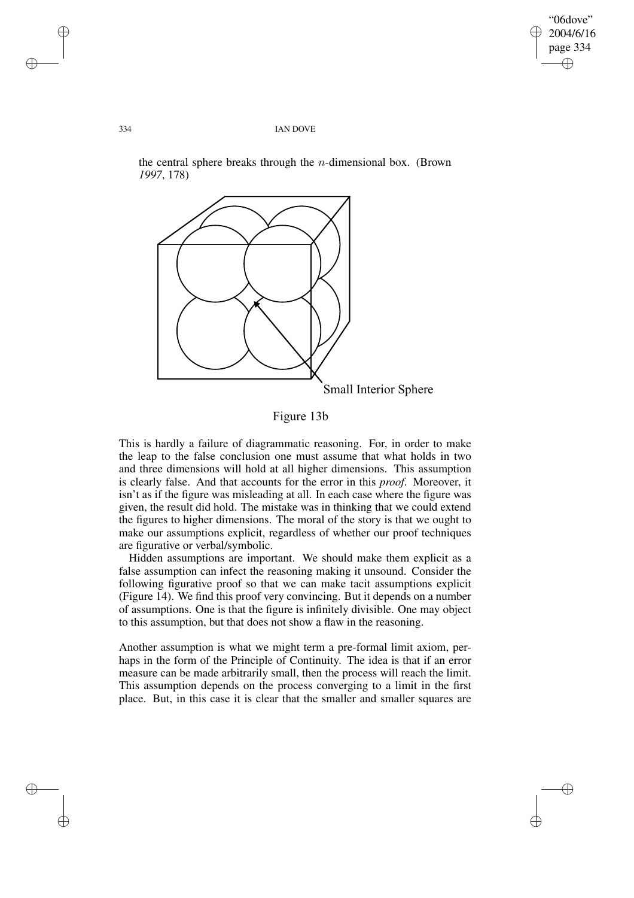the central sphere breaks through the $n$-dimensional box. (Brown *1997*, 178)

Small Interior Sphere

Figure 13b

This is hardly a failure of diagrammatic reasoning. For, in order to make the leap to the false conclusion one must assume that what holds in two and three dimensions will hold at all higher dimensions. This assumption is clearly false. And that accounts for the error in this *proof*. Moreover, it isn't as if the figure was misleading at all. In each case where the figure was given, the result did hold. The mistake was in thinking that we could extend the figures to higher dimensions. The moral of the story is that we ought to make our assumptions explicit, regardless of whether our proof techniques are figurative or verbal/symbolic.

Hidden assumptions are important. We should make them explicit as a false assumption can infect the reasoning making it unsound. Consider the following figurative proof so that we can make tacit assumptions explicit (Figure 14). We find this proof very convincing. But it depends on a number of assumptions. One is that the figure is infinitely divisible. One may object to this assumption, but that does not show a flaw in the reasoning.

Another assumption is what we might term a pre-formal limit axiom, perhaps in the form of the Principle of Continuity. The idea is that if an error measure can be made arbitrarily small, then the process will reach the limit. This assumption depends on the process converging to a limit in the first place. But, in this case it is clear that the smaller and smaller squares are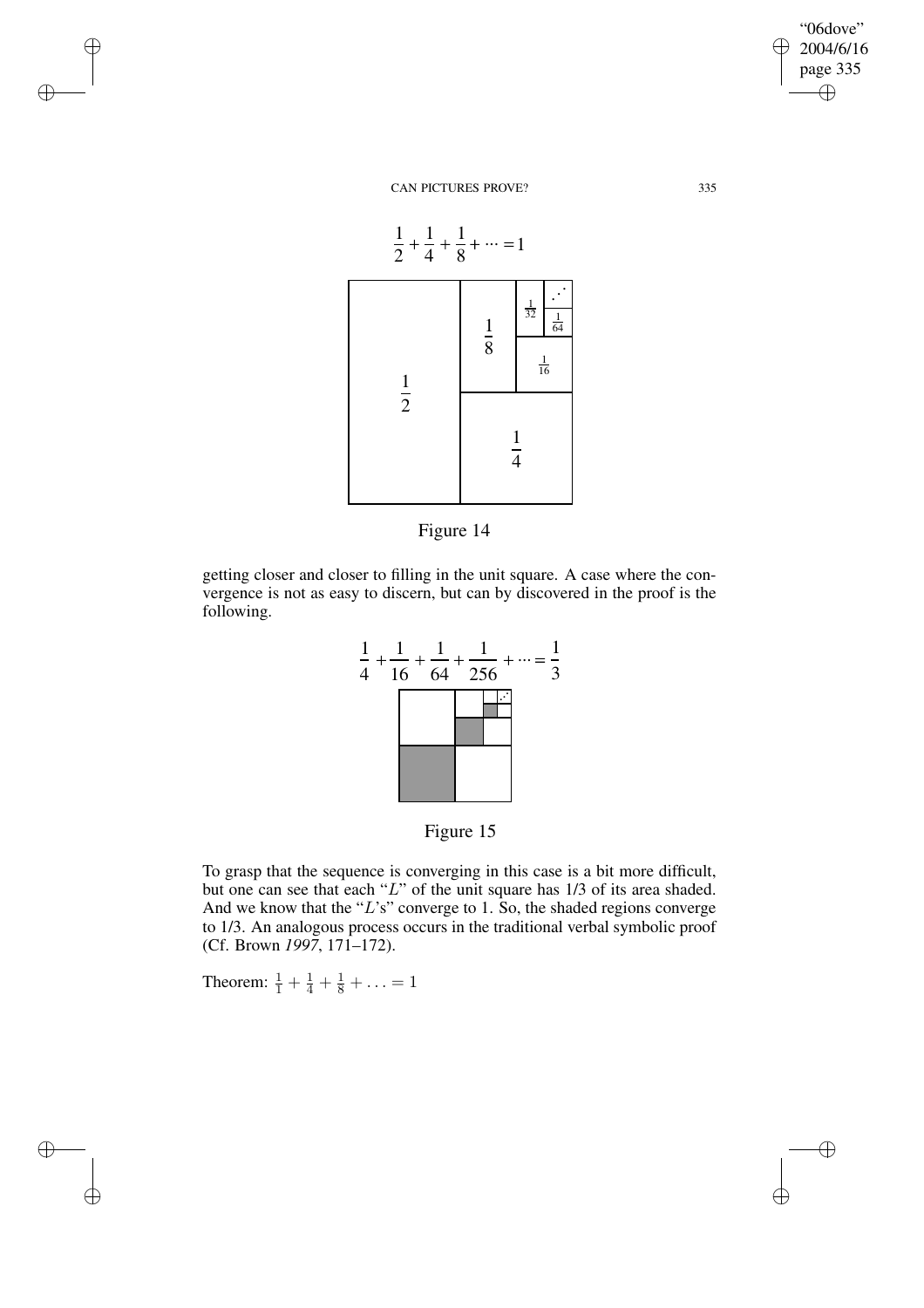$$\frac{1}{2} + \frac{1}{4} + \frac{1}{8} + \cdots = 1$$

Figure 14

getting closer and closer to filling in the unit square. A case where the convergence is not as easy to discern, but can by discovered in the proof is the following.

$$\frac{1}{4} + \frac{1}{16} + \frac{1}{64} + \frac{1}{256} + \cdots = \frac{1}{3}$$

Figure 15

To grasp that the sequence is converging in this case is a bit more difficult, but one can see that each "$L$" of the unit square has 1/3 of its area shaded. And we know that the "$L$'s" converge to 1. So, the shaded regions converge to 1/3. An analogous process occurs in the traditional verbal symbolic proof (Cf. Brown *1997*, 171–172).

Theorem: $\frac{1}{1} + \frac{1}{4} + \frac{1}{8} + \ldots = 1$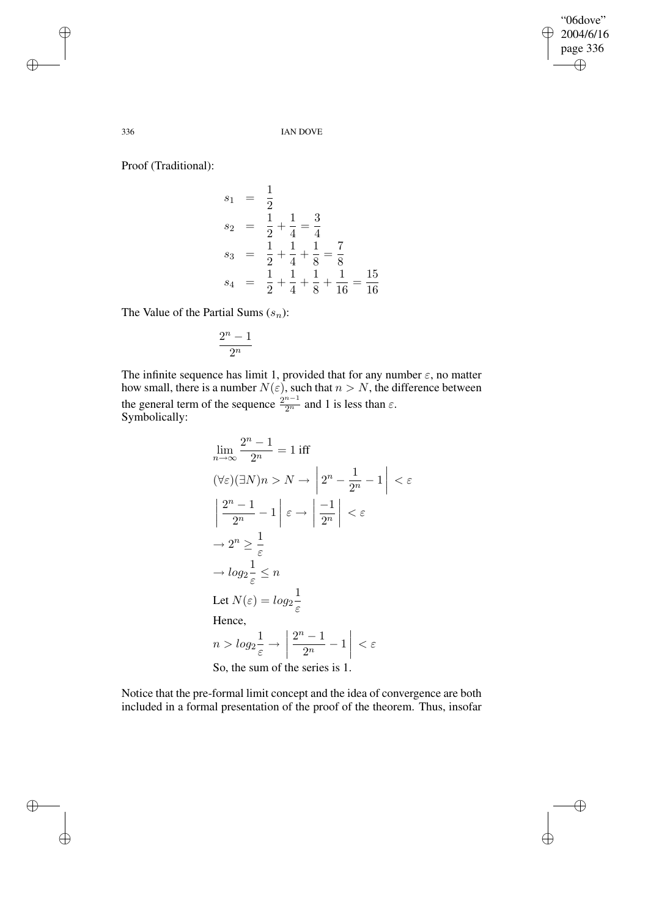Proof (Traditional):

$$
\begin{aligned}
s_1 &= \frac{1}{2} \\
s_2 &= \frac{1}{2} + \frac{1}{4} = \frac{3}{4} \\
s_3 &= \frac{1}{2} + \frac{1}{4} + \frac{1}{8} = \frac{7}{8} \\
s_4 &= \frac{1}{2} + \frac{1}{4} + \frac{1}{8} + \frac{1}{16} = \frac{15}{16}
\end{aligned}
$$

The Value of the Partial Sums ($s_n$):

$$\frac{2^n - 1}{2^n}$$

The infinite sequence has limit 1, provided that for any number $\varepsilon$, no matter how small, there is a number $N(\varepsilon)$, such that $n > N$, the difference between the general term of the sequence $\frac{2^{n-1}}{2^n}$ and 1 is less than $\varepsilon$.
Symbolically:

$$\lim_{n\to\infty} \frac{2^n - 1}{2^n} = 1 \text{ iff}$$

$$(\forall\varepsilon)(\exists N) n > N \rightarrow \left| 2^n - \frac{1}{2^n} - 1 \right| < \varepsilon$$

$$\left| \frac{2^n - 1}{2^n} - 1 \right| \varepsilon \rightarrow \left| \frac{-1}{2^n} \right| < \varepsilon$$

$$\rightarrow 2^n \geq \frac{1}{\varepsilon}$$

$$\rightarrow log_2 \frac{1}{\varepsilon} \leq n$$

Let $N(\varepsilon) = log_2 \frac{1}{\varepsilon}$

Hence,

$$n > log_2 \frac{1}{\varepsilon} \rightarrow \left| \frac{2^n - 1}{2^n} - 1 \right| < \varepsilon$$

So, the sum of the series is 1.

Notice that the pre-formal limit concept and the idea of convergence are both included in a formal presentation of the proof of the theorem. Thus, insofar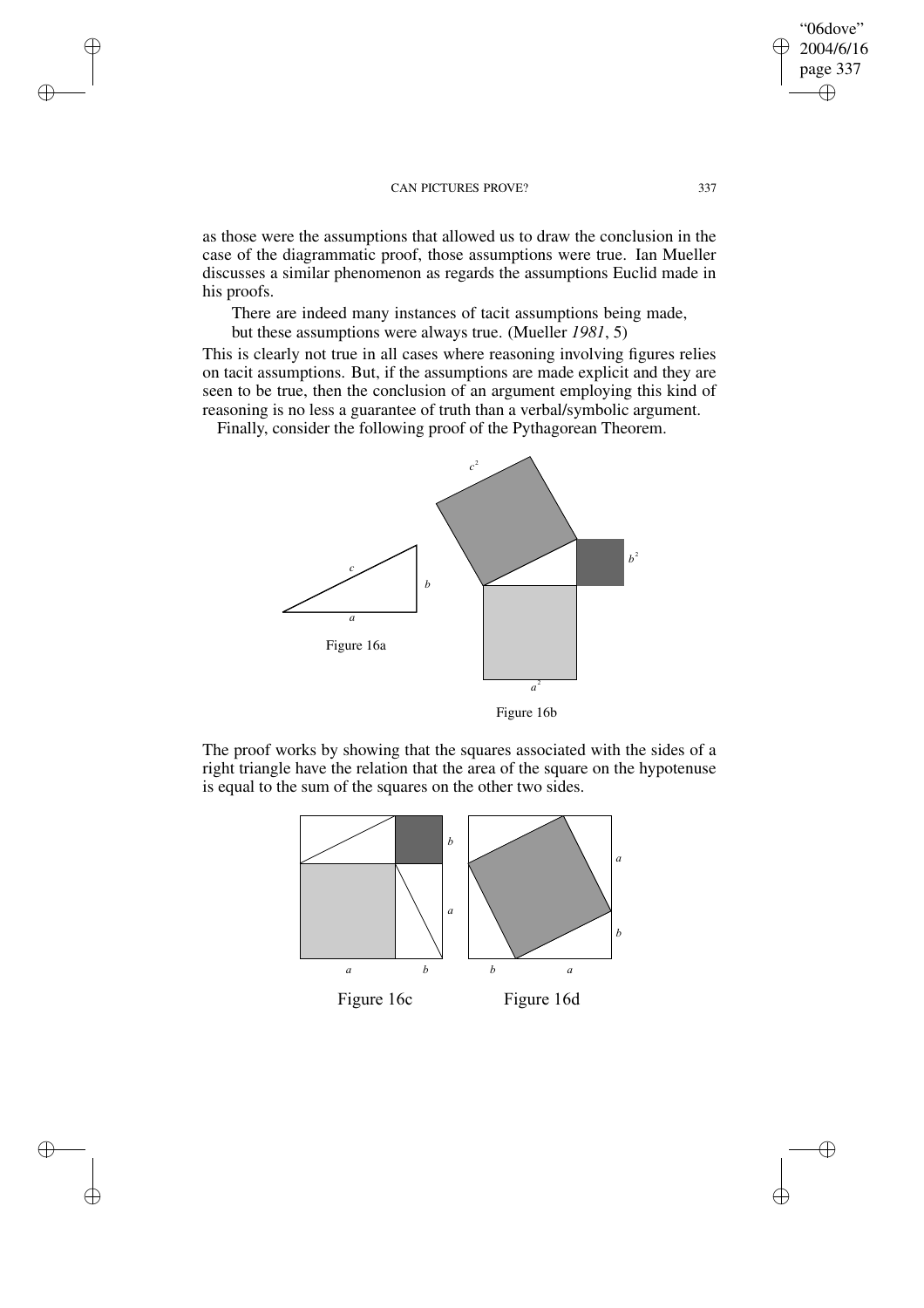as those were the assumptions that allowed us to draw the conclusion in the case of the diagrammatic proof, those assumptions were true. Ian Mueller discusses a similar phenomenon as regards the assumptions Euclid made in his proofs.

> There are indeed many instances of tacit assumptions being made, but these assumptions were always true. (Mueller *1981*, 5)

This is clearly not true in all cases where reasoning involving figures relies on tacit assumptions. But, if the assumptions are made explicit and they are seen to be true, then the conclusion of an argument employing this kind of reasoning is no less a guarantee of truth than a verbal/symbolic argument.

Finally, consider the following proof of the Pythagorean Theorem.

Figure 16a

Figure 16b

The proof works by showing that the squares associated with the sides of a right triangle have the relation that the area of the square on the hypotenuse is equal to the sum of the squares on the other two sides.

Figure 16c

Figure 16d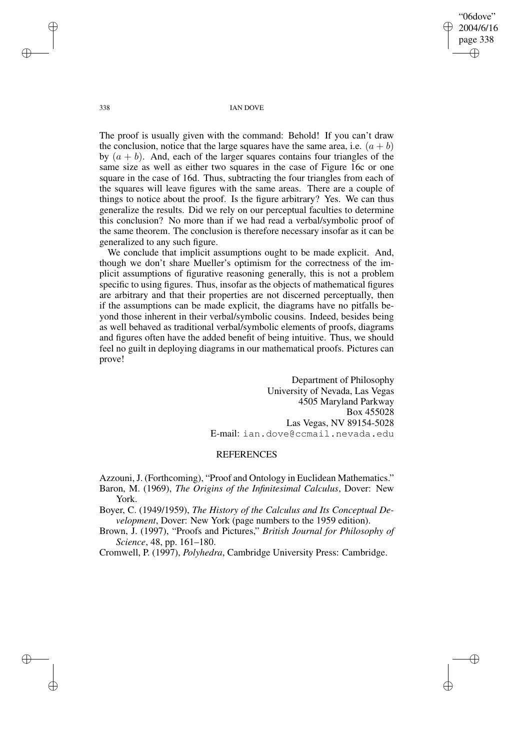The proof is usually given with the command: Behold! If you can't draw the conclusion, notice that the large squares have the same area, i.e. $(a + b)$ by $(a + b)$. And, each of the larger squares contains four triangles of the same size as well as either two squares in the case of Figure 16c or one square in the case of 16d. Thus, subtracting the four triangles from each of the squares will leave figures with the same areas. There are a couple of things to notice about the proof. Is the figure arbitrary? Yes. We can thus generalize the results. Did we rely on our perceptual faculties to determine this conclusion? No more than if we had read a verbal/symbolic proof of the same theorem. The conclusion is therefore necessary insofar as it can be generalized to any such figure.

We conclude that implicit assumptions ought to be made explicit. And, though we don't share Mueller's optimism for the correctness of the implicit assumptions of figurative reasoning generally, this is not a problem specific to using figures. Thus, insofar as the objects of mathematical figures are arbitrary and that their properties are not discerned perceptually, then if the assumptions can be made explicit, the diagrams have no pitfalls beyond those inherent in their verbal/symbolic cousins. Indeed, besides being as well behaved as traditional verbal/symbolic elements of proofs, diagrams and figures often have the added benefit of being intuitive. Thus, we should feel no guilt in deploying diagrams in our mathematical proofs. Pictures can prove!

Department of Philosophy
University of Nevada, Las Vegas
4505 Maryland Parkway
Box 455028
Las Vegas, NV 89154-5028
E-mail: ian.dove@ccmail.nevada.edu

## REFERENCES

Azzouni, J. (Forthcoming), "Proof and Ontology in Euclidean Mathematics."

Baron, M. (1969), *The Origins of the Infinitesimal Calculus*, Dover: New York.

Boyer, C. (1949/1959), *The History of the Calculus and Its Conceptual Development*, Dover: New York (page numbers to the 1959 edition).

Brown, J. (1997), "Proofs and Pictures," *British Journal for Philosophy of Science*, 48, pp. 161–180.

Cromwell, P. (1997), *Polyhedra*, Cambridge University Press: Cambridge.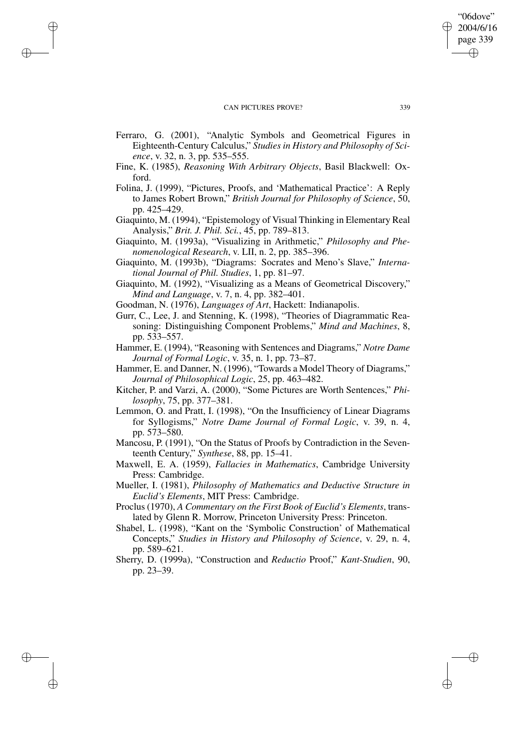Ferraro, G. (2001), "Analytic Symbols and Geometrical Figures in Eighteenth-Century Calculus," *Studies in History and Philosophy of Science*, v. 32, n. 3, pp. 535–555.

Fine, K. (1985), *Reasoning With Arbitrary Objects*, Basil Blackwell: Oxford.

Folina, J. (1999), "Pictures, Proofs, and 'Mathematical Practice': A Reply to James Robert Brown," *British Journal for Philosophy of Science*, 50, pp. 425–429.

Giaquinto, M. (1994), "Epistemology of Visual Thinking in Elementary Real Analysis," *Brit. J. Phil. Sci.*, 45, pp. 789–813.

Giaquinto, M. (1993a), "Visualizing in Arithmetic," *Philosophy and Phenomenological Research*, v. LII, n. 2, pp. 385–396.

Giaquinto, M. (1993b), "Diagrams: Socrates and Meno's Slave," *International Journal of Phil. Studies*, 1, pp. 81–97.

Giaquinto, M. (1992), "Visualizing as a Means of Geometrical Discovery," *Mind and Language*, v. 7, n. 4, pp. 382–401.

Goodman, N. (1976), *Languages of Art*, Hackett: Indianapolis.

Gurr, C., Lee, J. and Stenning, K. (1998), "Theories of Diagrammatic Reasoning: Distinguishing Component Problems," *Mind and Machines*, 8, pp. 533–557.

Hammer, E. (1994), "Reasoning with Sentences and Diagrams," *Notre Dame Journal of Formal Logic*, v. 35, n. 1, pp. 73–87.

Hammer, E. and Danner, N. (1996), "Towards a Model Theory of Diagrams," *Journal of Philosophical Logic*, 25, pp. 463–482.

Kitcher, P. and Varzi, A. (2000), "Some Pictures are Worth Sentences," *Philosophy*, 75, pp. 377–381.

Lemmon, O. and Pratt, I. (1998), "On the Insufficiency of Linear Diagrams for Syllogisms," *Notre Dame Journal of Formal Logic*, v. 39, n. 4, pp. 573–580.

Mancosu, P. (1991), "On the Status of Proofs by Contradiction in the Seventeenth Century," *Synthese*, 88, pp. 15–41.

Maxwell, E. A. (1959), *Fallacies in Mathematics*, Cambridge University Press: Cambridge.

Mueller, I. (1981), *Philosophy of Mathematics and Deductive Structure in Euclid's Elements*, MIT Press: Cambridge.

Proclus (1970), *A Commentary on the First Book of Euclid's Elements*, translated by Glenn R. Morrow, Princeton University Press: Princeton.

Shabel, L. (1998), "Kant on the 'Symbolic Construction' of Mathematical Concepts," *Studies in History and Philosophy of Science*, v. 29, n. 4, pp. 589–621.

Sherry, D. (1999a), "Construction and *Reductio* Proof," *Kant-Studien*, 90, pp. 23–39.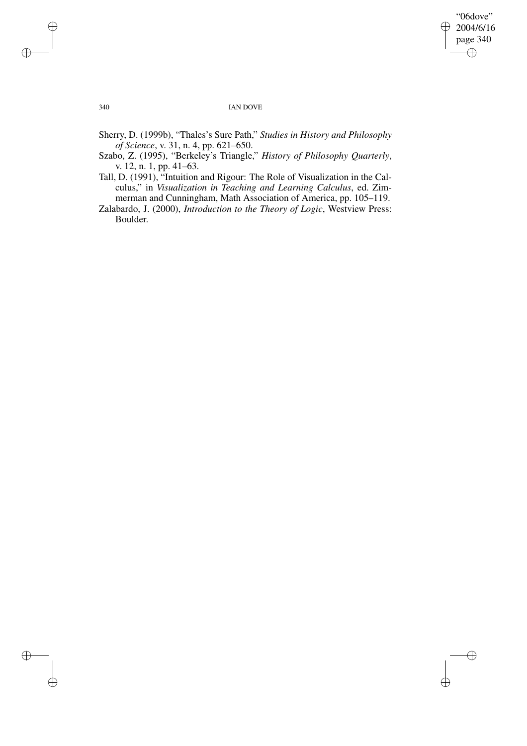Sherry, D. (1999b), "Thales's Sure Path," *Studies in History and Philosophy of Science*, v. 31, n. 4, pp. 621–650.

Szabo, Z. (1995), "Berkeley's Triangle," *History of Philosophy Quarterly*, v. 12, n. 1, pp. 41–63.

Tall, D. (1991), "Intuition and Rigour: The Role of Visualization in the Calculus," in *Visualization in Teaching and Learning Calculus*, ed. Zimmerman and Cunningham, Math Association of America, pp. 105–119.

Zalabardo, J. (2000), *Introduction to the Theory of Logic*, Westview Press: Boulder.